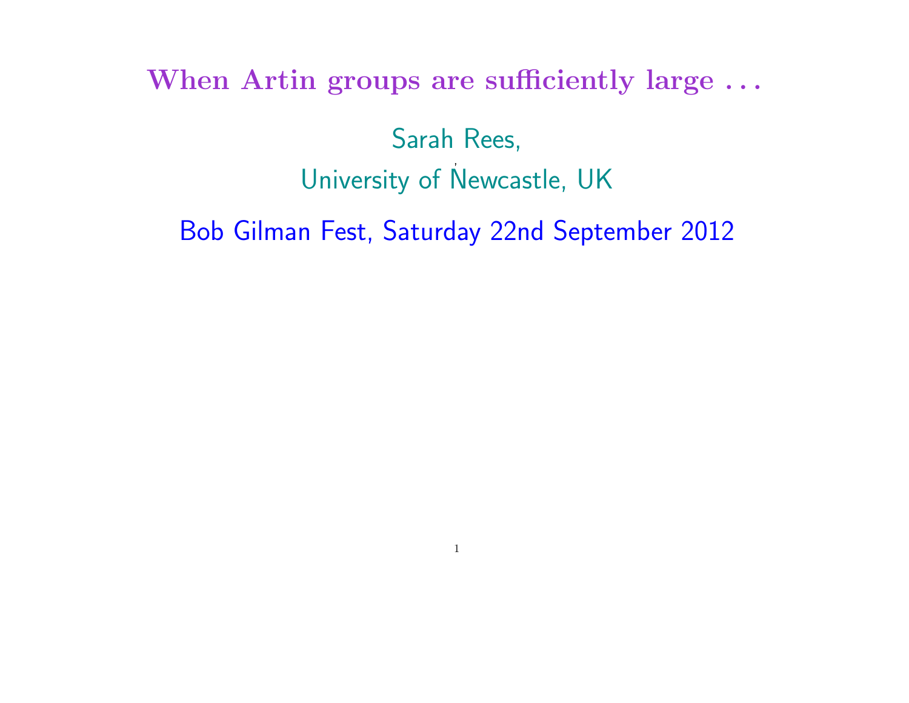# When Artin groups are sufficiently large . . .

Sarah Rees,

University of Newcastle, UK

Bob Gilman Fest, Saturday 22nd September 2012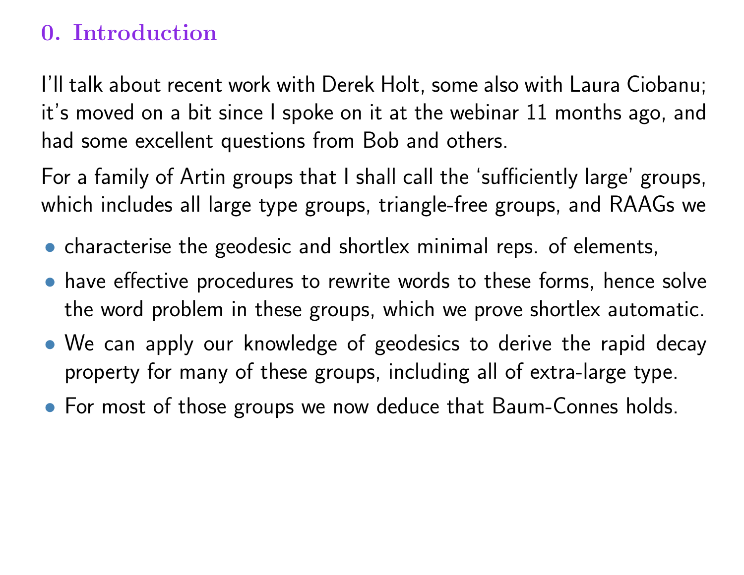## 0. Introduction

I'll talk about recent work with Derek Holt, some also with Laura Ciobanu; it's moved on a bit since I spoke on it at the webinar 11 months ago, and had some excellent questions from Bob and others.

For a family of Artin groups that I shall call the 'sufficiently large' groups, which includes all large type groups, triangle-free groups, and RAAGs we

- characterise the geodesic and shortlex minimal reps. of elements,
- have effective procedures to rewrite words to these forms, hence solve the word problem in these groups, which we prove shortlex automatic.
- We can apply our knowledge of geodesics to derive the rapid decay property for many of these groups, including all of extra-large type.
- For most of those groups we now deduce that Baum-Connes holds.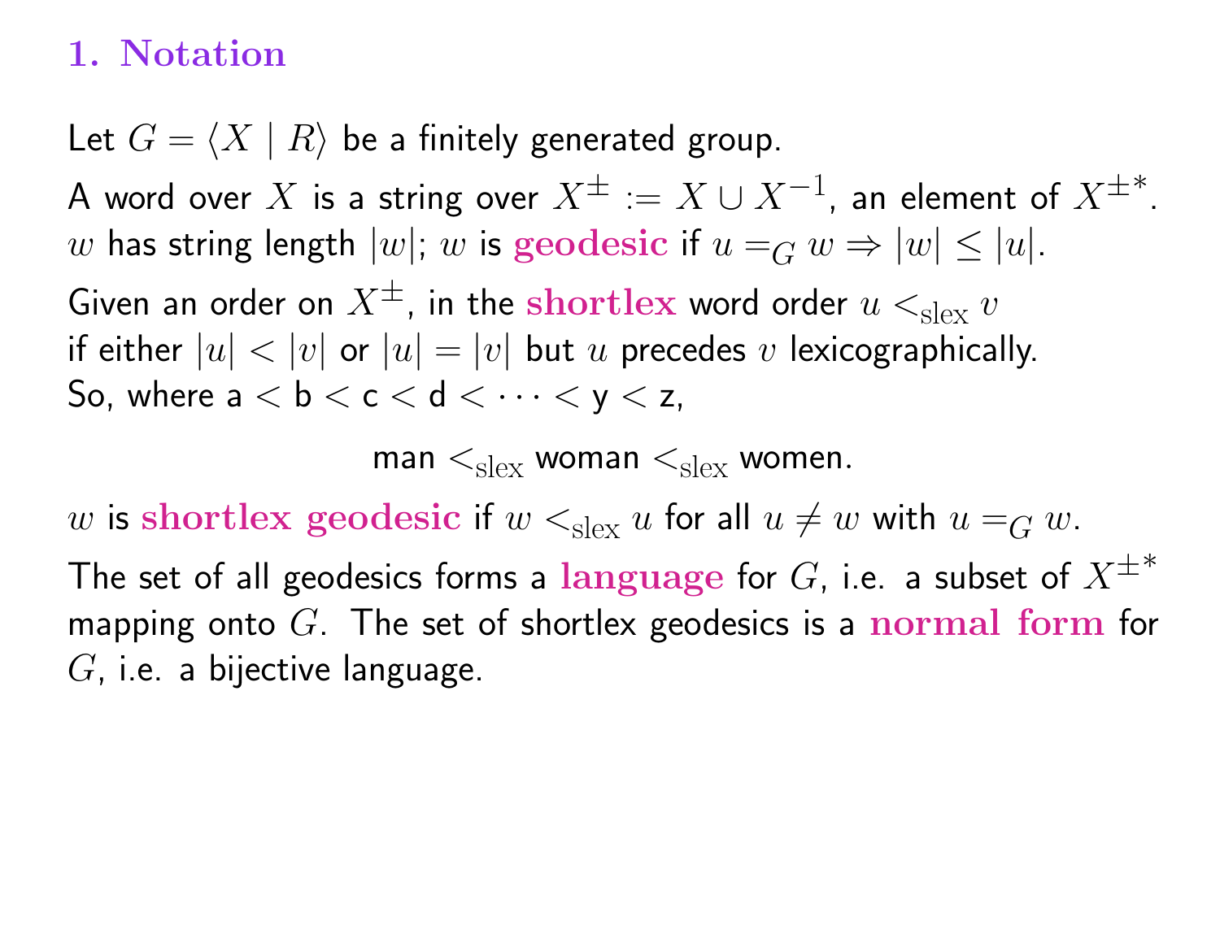## 1. Notation

Let $G = \langle X \mid R \rangle$ be a finitely generated group.

A word over $X$ is a string over $X^{\pm} := X \cup X^{-1}$, an element of $X^{\pm *}$.
$w$ has string length $|w|$; $w$ is **geodesic** if $u =_G w \Rightarrow |w| \leq |u|$.

Given an order on $X^{\pm}$, in the **shortlex** word order $u <_{\text{slex}} v$ if either $|u| < |v|$ or $|u| = |v|$ but $u$ precedes $v$ lexicographically.
So, where a $<$ b $<$ c $<$ d $< \cdots <$ y $<$ z,

$$\text{man} <_{\text{slex}} \text{woman} <_{\text{slex}} \text{women}.$$

$w$ is **shortlex geodesic** if $w <_{\text{slex}} u$ for all $u \neq w$ with $u =_G w$.

The set of all geodesics forms a **language** for $G$, i.e. a subset of $X^{\pm *}$ mapping onto $G$. The set of shortlex geodesics is a **normal form** for $G$, i.e. a bijective language.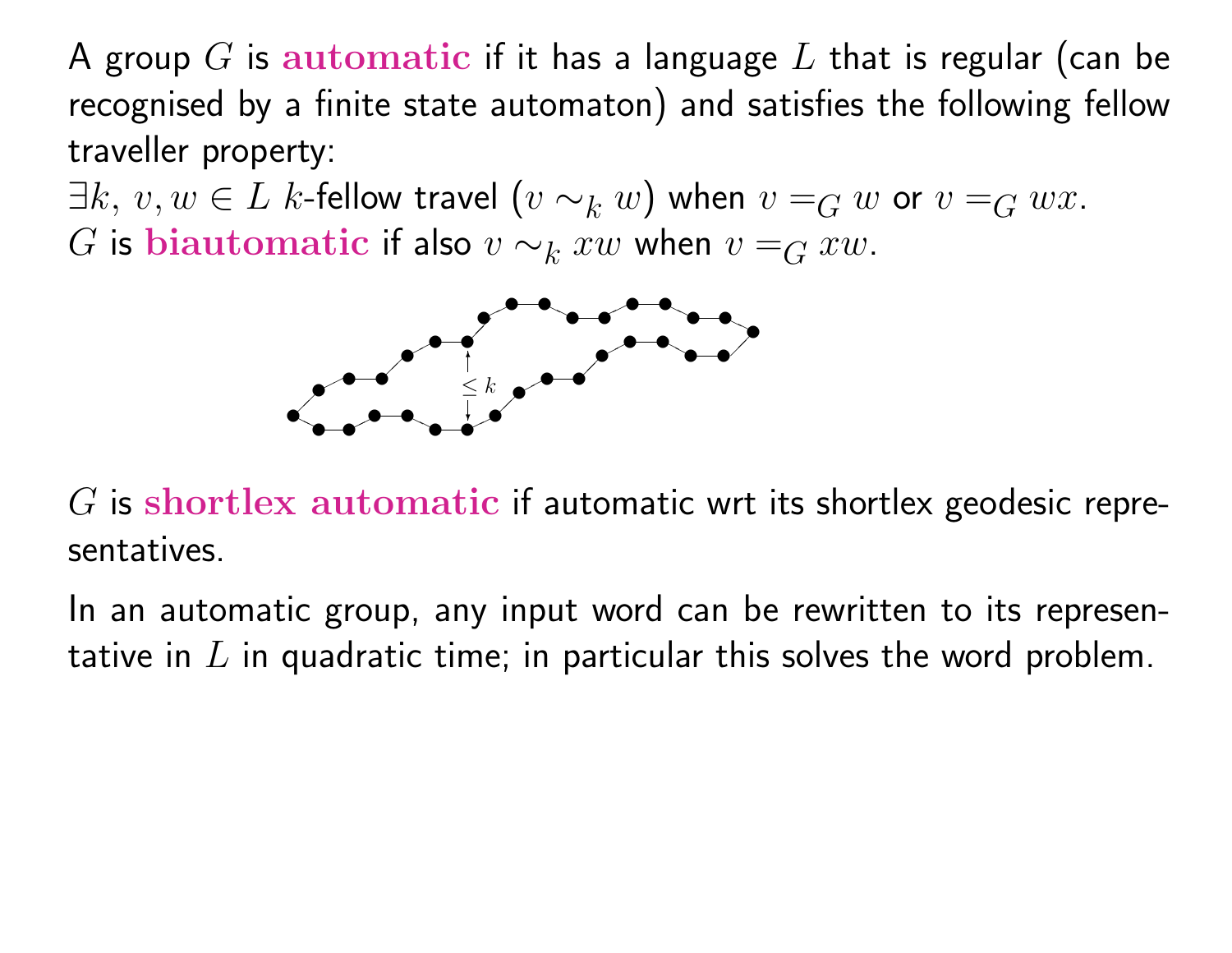A group $G$ is **automatic** if it has a language $L$ that is regular (can be recognised by a finite state automaton) and satisfies the following fellow traveller property:
$\exists k,\ v, w \in L$ $k$-fellow travel ($v \sim_k w$) when $v =_G w$ or $v =_G wx$.
$G$ is **biautomatic** if also $v \sim_k xw$ when $v =_G xw$.

$G$ is **shortlex automatic** if automatic wrt its shortlex geodesic representatives.

In an automatic group, any input word can be rewritten to its representative in $L$ in quadratic time; in particular this solves the word problem.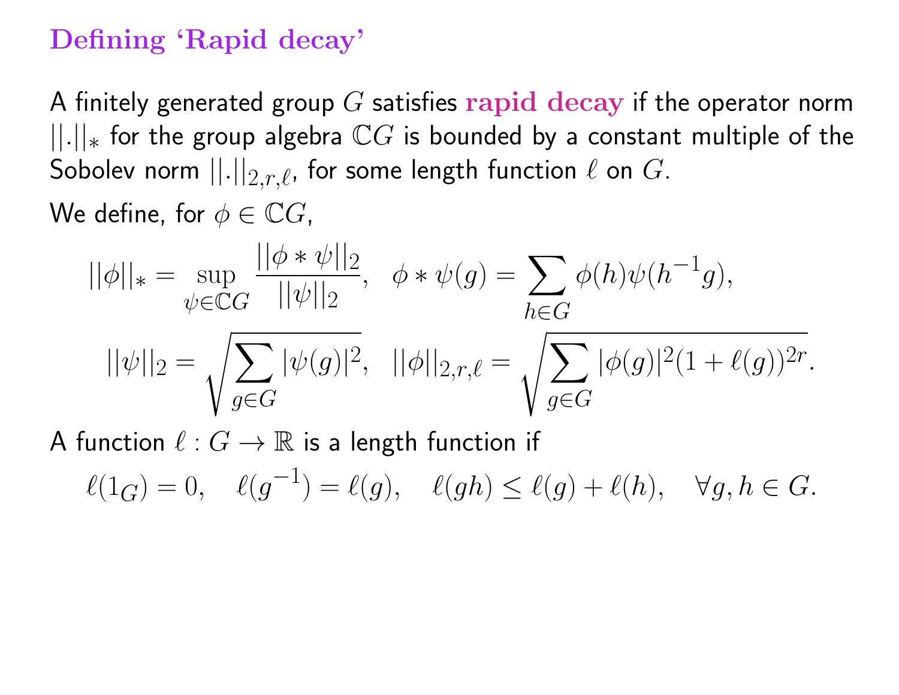# Defining 'Rapid decay'

A finitely generated group $G$ satisfies **rapid decay** if the operator norm $||.||_*$ for the group algebra $\mathbb{C}G$ is bounded by a constant multiple of the Sobolev norm $||.||_{2,r,\ell}$, for some length function $\ell$ on $G$.

We define, for $\phi \in \mathbb{C}G$,

$$||\phi||_* = \sup_{\psi \in \mathbb{C}G} \frac{||\phi * \psi||_2}{||\psi||_2}, \quad \phi * \psi(g) = \sum_{h \in G} \phi(h)\psi(h^{-1}g),$$

$$||\psi||_2 = \sqrt{\sum_{g \in G} |\psi(g)|^2}, \quad ||\phi||_{2,r,\ell} = \sqrt{\sum_{g \in G} |\phi(g)|^2 (1 + \ell(g))^{2r}}.$$

A function $\ell : G \to \mathbb{R}$ is a length function if

$$\ell(1_G) = 0, \quad \ell(g^{-1}) = \ell(g), \quad \ell(gh) \leq \ell(g) + \ell(h), \quad \forall g, h \in G.$$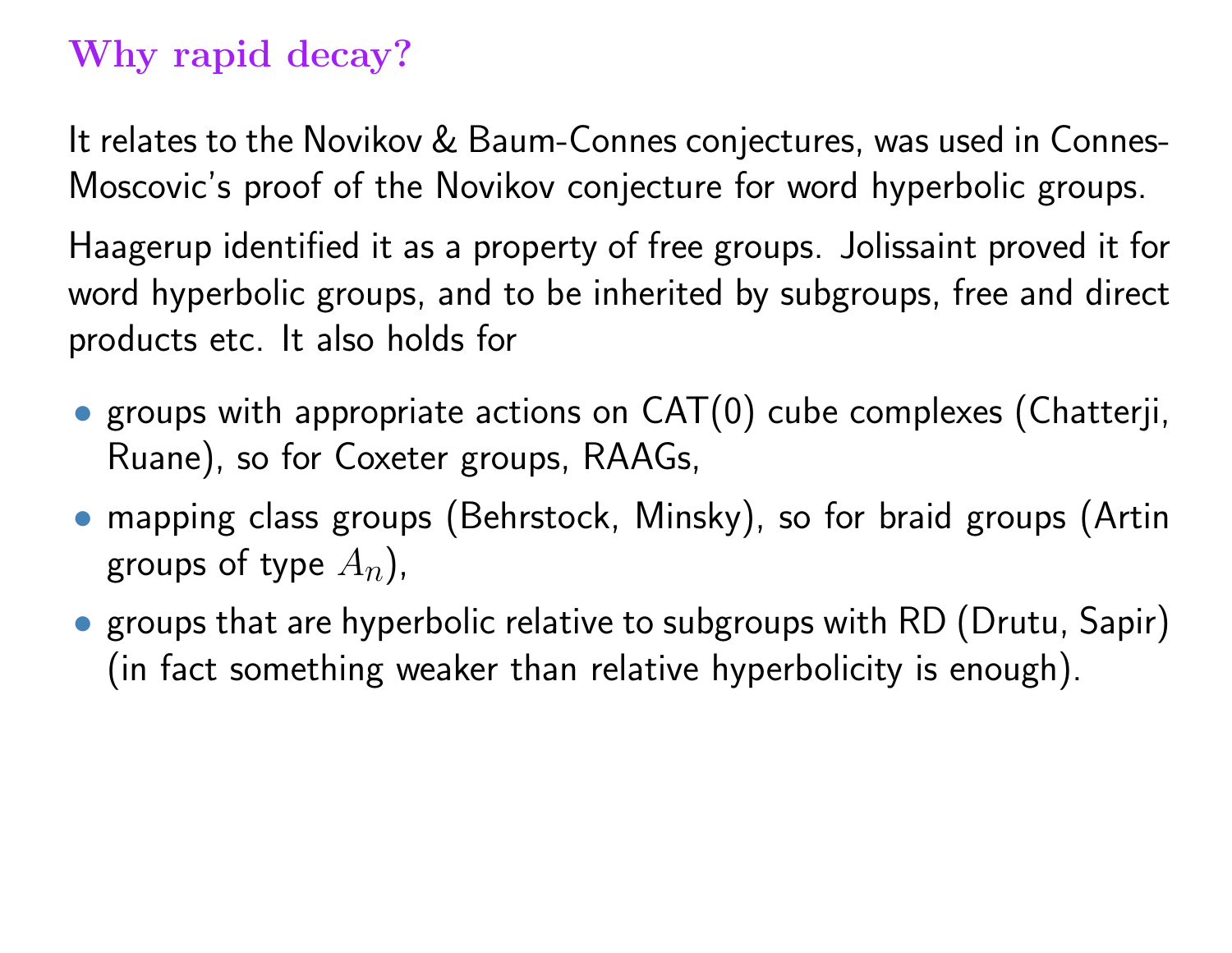## Why rapid decay?

It relates to the Novikov & Baum-Connes conjectures, was used in Connes-Moscovic's proof of the Novikov conjecture for word hyperbolic groups.

Haagerup identified it as a property of free groups. Jolissaint proved it for word hyperbolic groups, and to be inherited by subgroups, free and direct products etc. It also holds for

- groups with appropriate actions on CAT(0) cube complexes (Chatterji, Ruane), so for Coxeter groups, RAAGs,
- mapping class groups (Behrstock, Minsky), so for braid groups (Artin groups of type $A_n$),
- groups that are hyperbolic relative to subgroups with RD (Drutu, Sapir) (in fact something weaker than relative hyperbolicity is enough).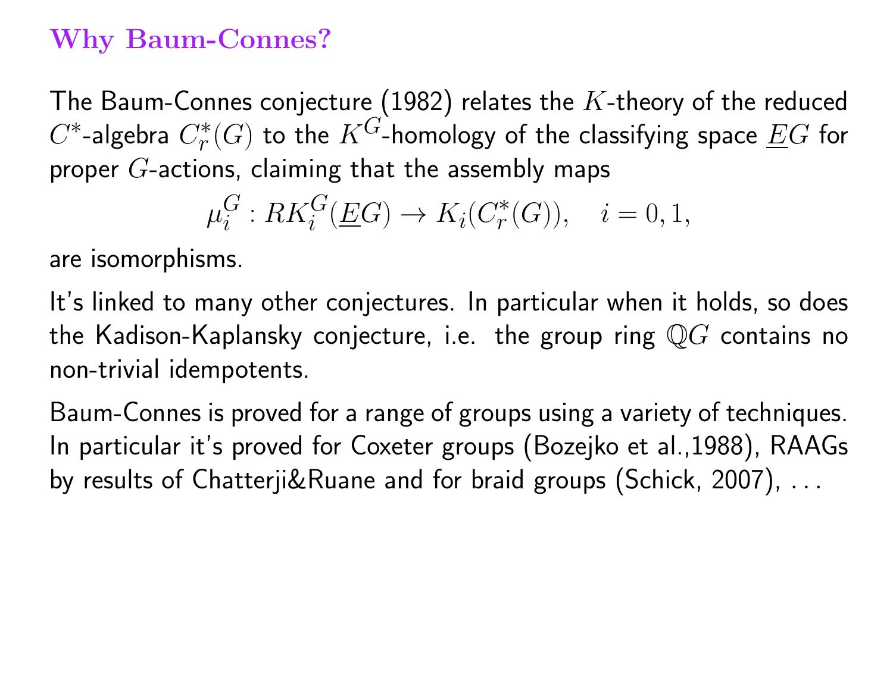## Why Baum-Connes?

The Baum-Connes conjecture (1982) relates the $K$-theory of the reduced $C^*$-algebra $C^*_r(G)$ to the $K^G$-homology of the classifying space $\underline{E}G$ for proper $G$-actions, claiming that the assembly maps

$$\mu_i^G : RK_i^G(\underline{E}G) \to K_i(C^*_r(G)), \quad i = 0, 1,$$

are isomorphisms.

It's linked to many other conjectures. In particular when it holds, so does the Kadison-Kaplansky conjecture, i.e. the group ring $\mathbb{Q}G$ contains no non-trivial idempotents.

Baum-Connes is proved for a range of groups using a variety of techniques. In particular it's proved for Coxeter groups (Bozejko et al.,1988), RAAGs by results of Chatterji&Ruane and for braid groups (Schick, 2007), ...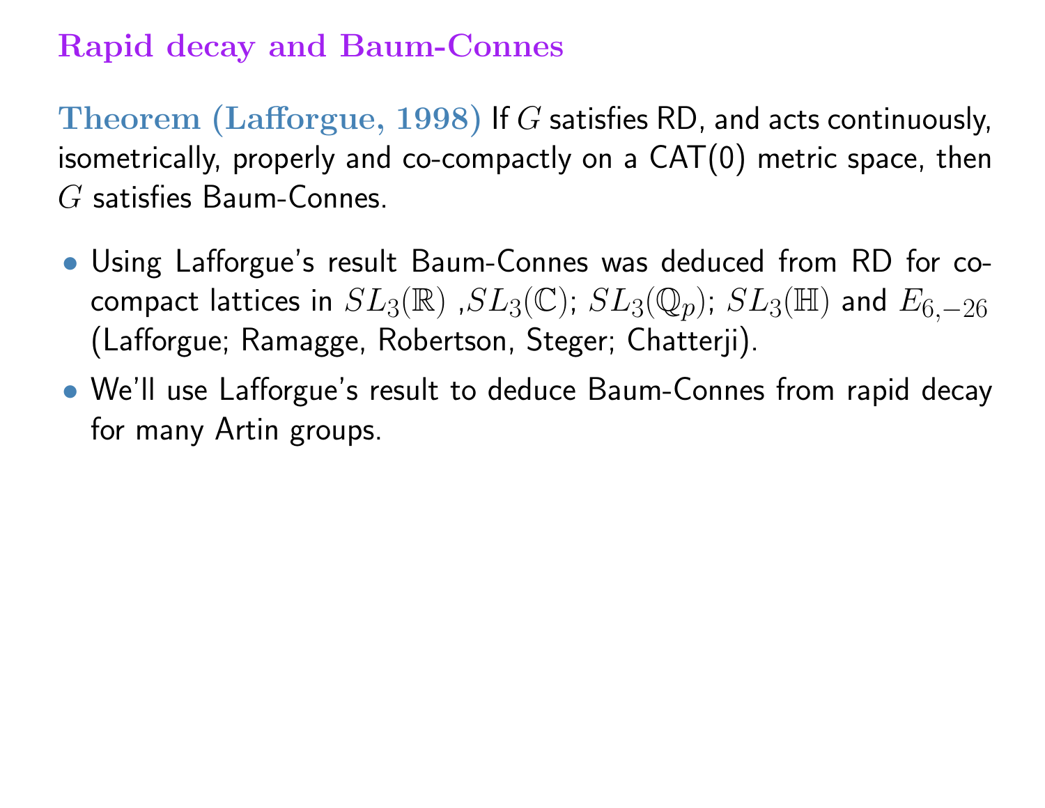## Rapid decay and Baum-Connes

**Theorem (Lafforgue, 1998)** If $G$ satisfies RD, and acts continuously, isometrically, properly and co-compactly on a CAT(0) metric space, then $G$ satisfies Baum-Connes.

- Using Lafforgue's result Baum-Connes was deduced from RD for co-compact lattices in $SL_3(\mathbb{R})$ ,$SL_3(\mathbb{C})$; $SL_3(\mathbb{Q}_p)$; $SL_3(\mathbb{H})$ and $E_{6,-26}$ (Lafforgue; Ramagge, Robertson, Steger; Chatterji).
- We'll use Lafforgue's result to deduce Baum-Connes from rapid decay for many Artin groups.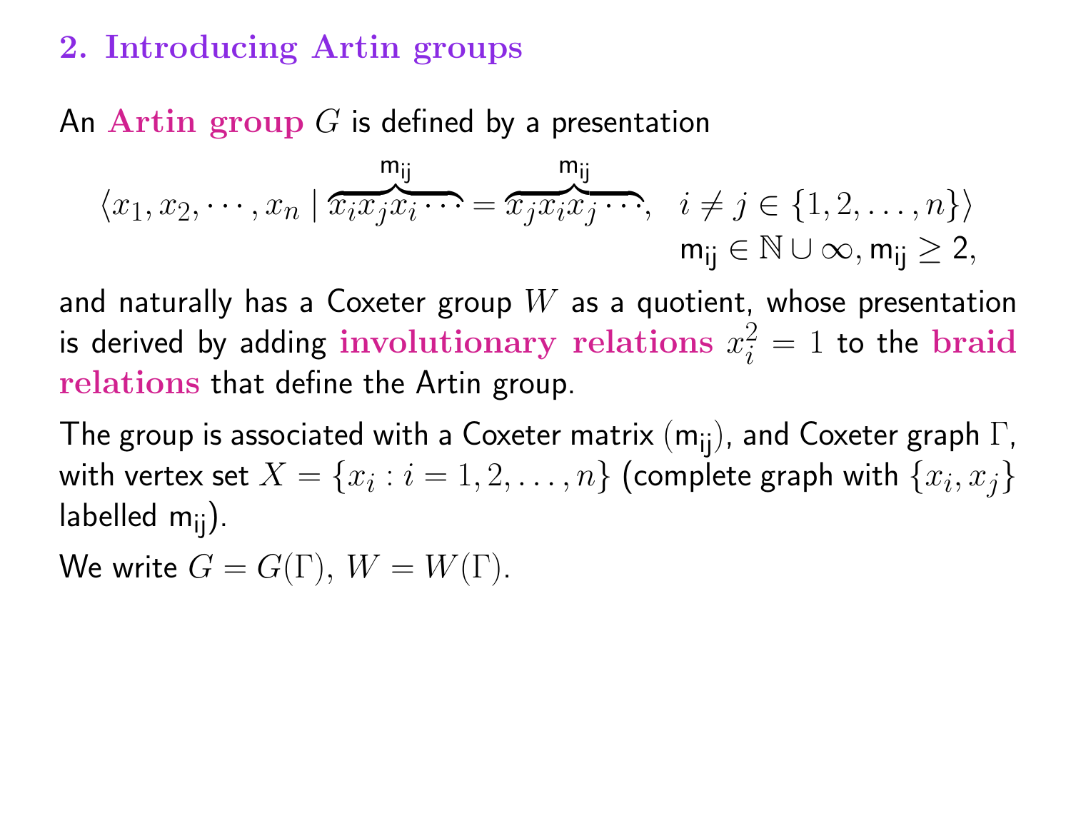## 2. Introducing Artin groups

An **Artin group** $G$ is defined by a presentation

$$\langle x_1, x_2, \cdots, x_n \mid \overbrace{x_i x_j x_i \cdots}^{\mathsf{m_{ij}}} = \overbrace{x_j x_i x_j \cdots}^{\mathsf{m_{ij}}}, \quad i \neq j \in \{1, 2, \ldots, n\} \rangle$$
$$\mathsf{m_{ij}} \in \mathbb{N} \cup \infty, \mathsf{m_{ij}} \geq 2,$$

and naturally has a Coxeter group $W$ as a quotient, whose presentation is derived by adding **involutionary relations** $x_i^2 = 1$ to the **braid relations** that define the Artin group.

The group is associated with a Coxeter matrix $(\mathsf{m_{ij}})$, and Coxeter graph $\Gamma$, with vertex set $X = \{x_i : i = 1, 2, \ldots, n\}$ (complete graph with $\{x_i, x_j\}$ labelled $\mathsf{m_{ij}}$).

We write $G = G(\Gamma)$, $W = W(\Gamma)$.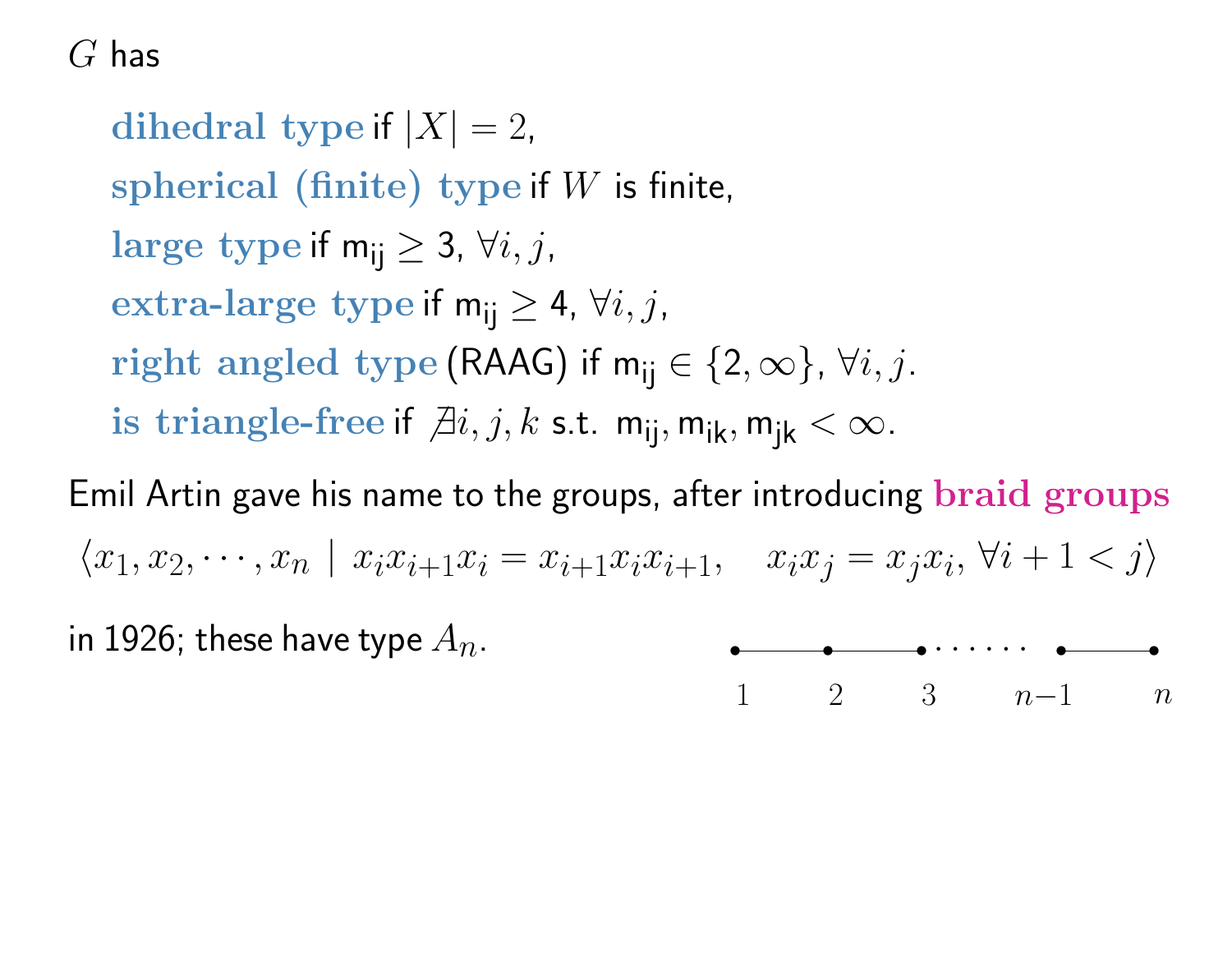$G$ has

- **dihedral type** if $|X| = 2$,
- **spherical (finite) type** if $W$ is finite,
- **large type** if $m_{ij} \geq 3$, $\forall i, j$,
- **extra-large type** if $m_{ij} \geq 4$, $\forall i, j$,
- **right angled type** (RAAG) if $m_{ij} \in \{2, \infty\}$, $\forall i, j$.
- **is triangle-free** if $\nexists i, j, k$ s.t. $m_{ij}, m_{ik}, m_{jk} < \infty$.

Emil Artin gave his name to the groups, after introducing **braid groups**

$$\langle x_1, x_2, \cdots, x_n \mid x_i x_{i+1} x_i = x_{i+1} x_i x_{i+1}, \quad x_i x_j = x_j x_i, \forall i+1 < j \rangle$$

in 1926; these have type $A_n$.

1 — 2 — 3 …… $n-1$ — $n$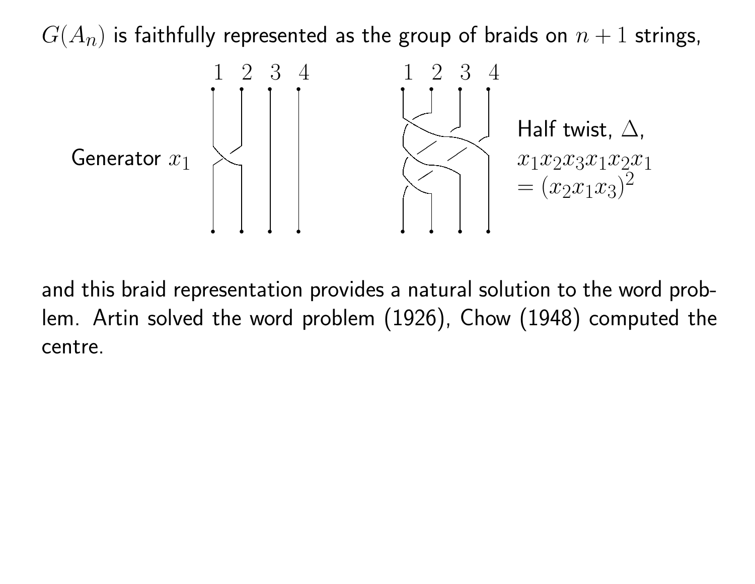$G(A_n)$ is faithfully represented as the group of braids on $n+1$ strings,

1 2 3 4 &nbsp;&nbsp;&nbsp;&nbsp;&nbsp;&nbsp;&nbsp;&nbsp; 1 2 3 4

Generator $x_1$

Half twist, $\Delta$,
$x_1x_2x_3x_1x_2x_1$
$= (x_2x_1x_3)^2$

and this braid representation provides a natural solution to the word problem. Artin solved the word problem (1926), Chow (1948) computed the centre.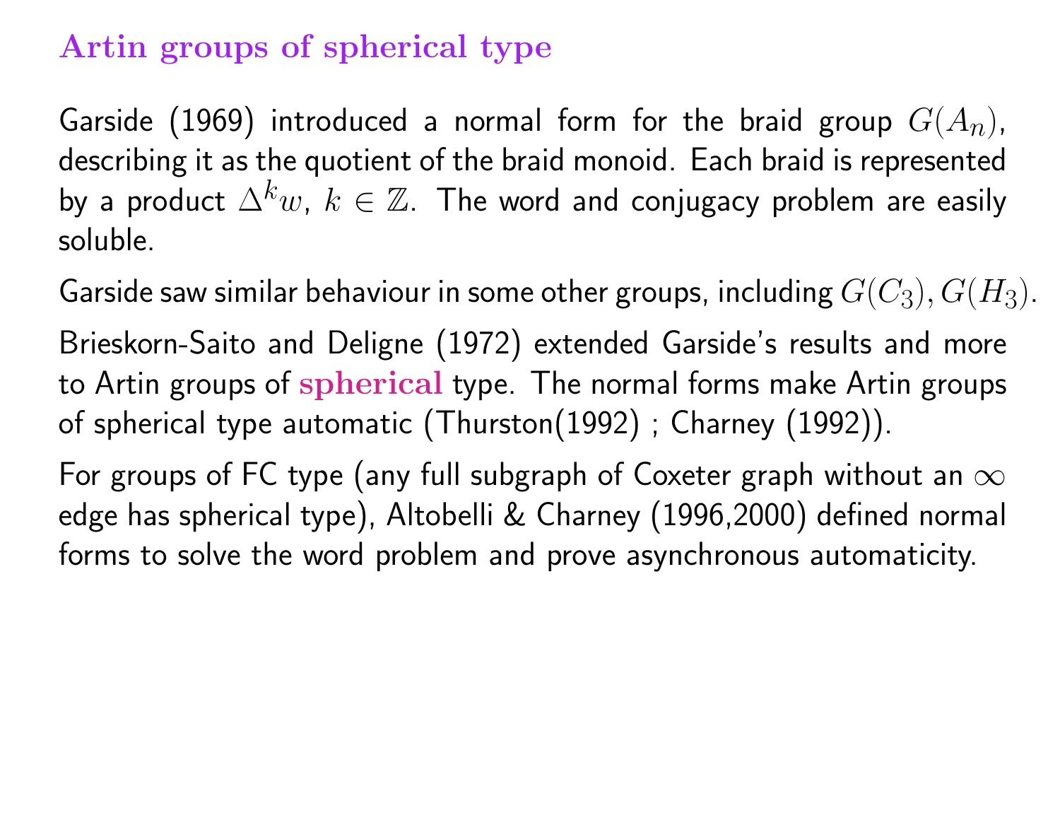## Artin groups of spherical type

Garside (1969) introduced a normal form for the braid group $G(A_n)$, describing it as the quotient of the braid monoid. Each braid is represented by a product $\Delta^k w$, $k \in \mathbb{Z}$. The word and conjugacy problem are easily soluble.

Garside saw similar behaviour in some other groups, including $G(C_3), G(H_3)$.

Brieskorn-Saito and Deligne (1972) extended Garside's results and more to Artin groups of **spherical** type. The normal forms make Artin groups of spherical type automatic (Thurston(1992) ; Charney (1992)).

For groups of FC type (any full subgraph of Coxeter graph without an $\infty$ edge has spherical type), Altobelli & Charney (1996,2000) defined normal forms to solve the word problem and prove asynchronous automaticity.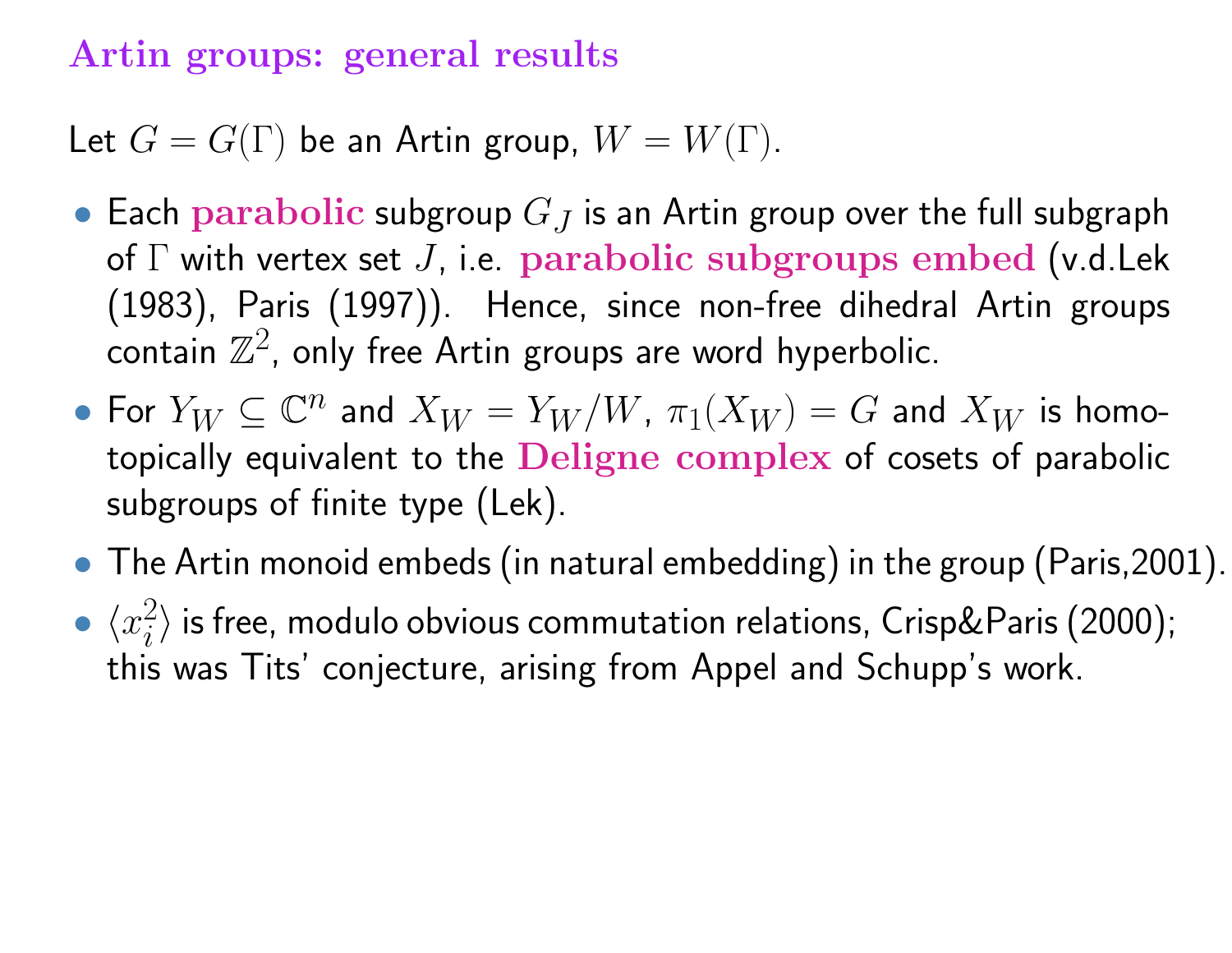## Artin groups: general results

Let $G = G(\Gamma)$ be an Artin group, $W = W(\Gamma)$.

- Each **parabolic** subgroup $G_J$ is an Artin group over the full subgraph of $\Gamma$ with vertex set $J$, i.e. **parabolic subgroups embed** (v.d.Lek (1983), Paris (1997)). Hence, since non-free dihedral Artin groups contain $\mathbb{Z}^2$, only free Artin groups are word hyperbolic.
- For $Y_W \subseteq \mathbb{C}^n$ and $X_W = Y_W/W$, $\pi_1(X_W) = G$ and $X_W$ is homotopically equivalent to the **Deligne complex** of cosets of parabolic subgroups of finite type (Lek).
- The Artin monoid embeds (in natural embedding) in the group (Paris,2001).
- $\langle x_i^2 \rangle$ is free, modulo obvious commutation relations, Crisp&Paris (2000); this was Tits' conjecture, arising from Appel and Schupp's work.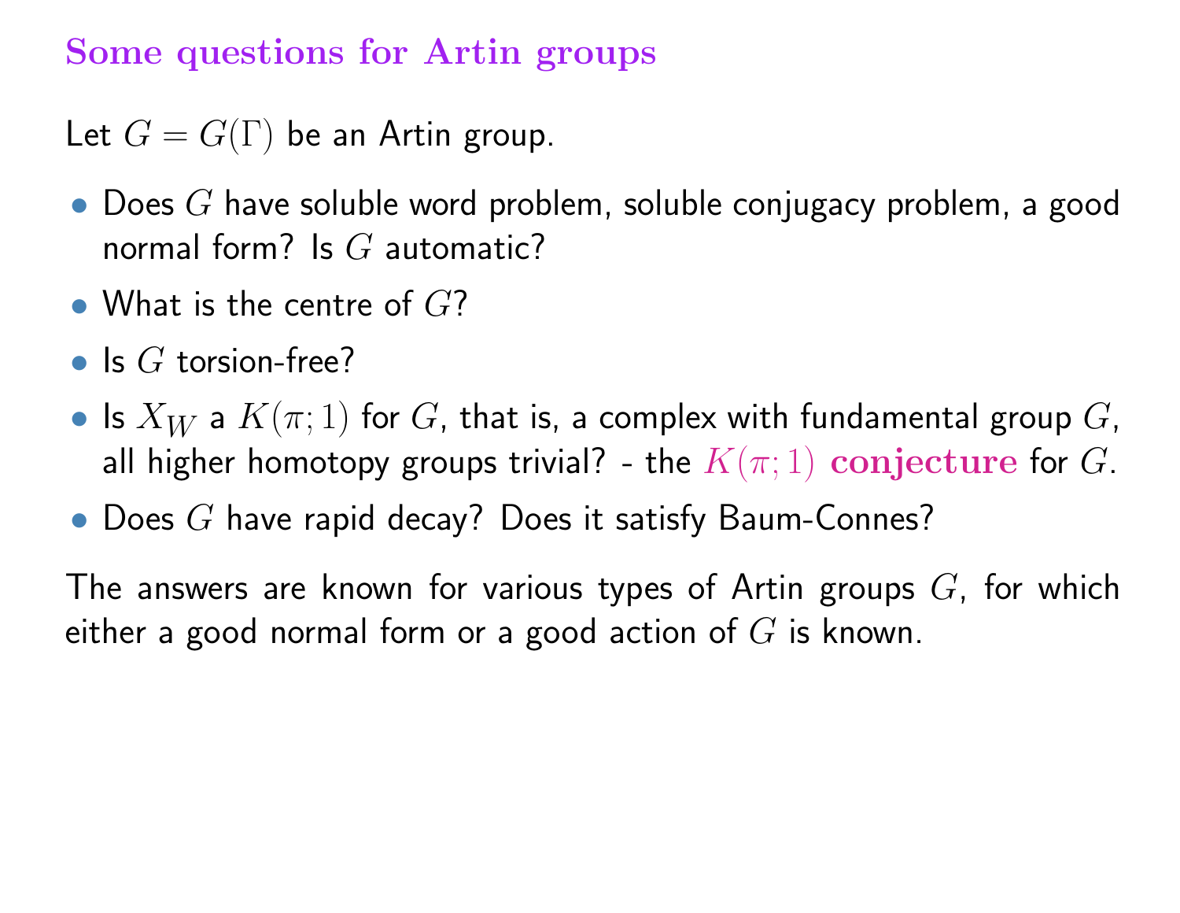## Some questions for Artin groups

Let $G = G(\Gamma)$ be an Artin group.

- Does $G$ have soluble word problem, soluble conjugacy problem, a good normal form? Is $G$ automatic?
- What is the centre of $G$?
- Is $G$ torsion-free?
- Is $X_W$ a $K(\pi;1)$ for $G$, that is, a complex with fundamental group $G$, all higher homotopy groups trivial? - the $K(\pi;1)$ **conjecture** for $G$.
- Does $G$ have rapid decay? Does it satisfy Baum-Connes?

The answers are known for various types of Artin groups $G$, for which either a good normal form or a good action of $G$ is known.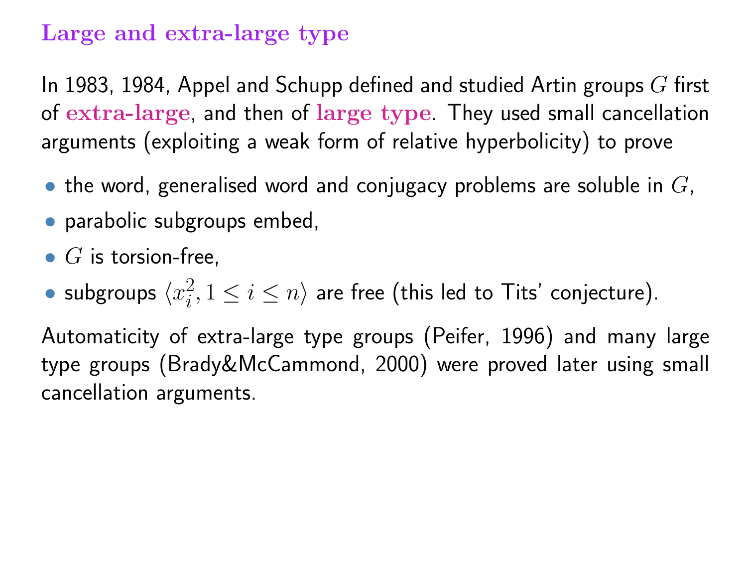## Large and extra-large type

In 1983, 1984, Appel and Schupp defined and studied Artin groups $G$ first of **extra-large**, and then of **large type**. They used small cancellation arguments (exploiting a weak form of relative hyperbolicity) to prove

- the word, generalised word and conjugacy problems are soluble in $G$,
- parabolic subgroups embed,
- $G$ is torsion-free,
- subgroups $\langle x_i^2, 1 \leq i \leq n\rangle$ are free (this led to Tits' conjecture).

Automaticity of extra-large type groups (Peifer, 1996) and many large type groups (Brady&McCammond, 2000) were proved later using small cancellation arguments.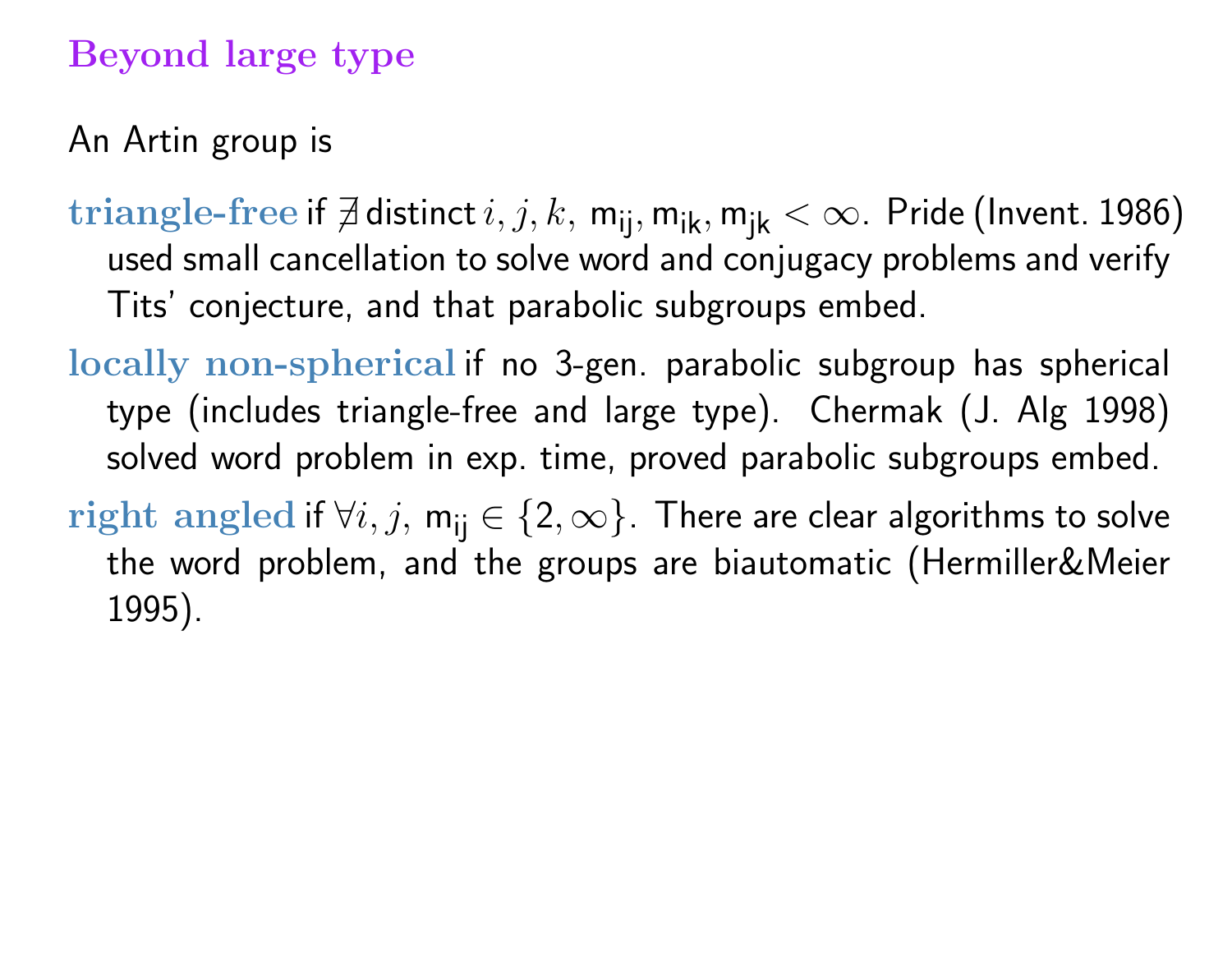## Beyond large type

An Artin group is

**triangle-free** if $\nexists$ distinct $i, j, k$, $\mathsf{m_{ij}}, \mathsf{m_{ik}}, \mathsf{m_{jk}} < \infty$. Pride (Invent. 1986) used small cancellation to solve word and conjugacy problems and verify Tits' conjecture, and that parabolic subgroups embed.

**locally non-spherical** if no 3-gen. parabolic subgroup has spherical type (includes triangle-free and large type). Chermak (J. Alg 1998) solved word problem in exp. time, proved parabolic subgroups embed.

**right angled** if $\forall i, j$, $\mathsf{m_{ij}} \in \{2, \infty\}$. There are clear algorithms to solve the word problem, and the groups are biautomatic (Hermiller&Meier 1995).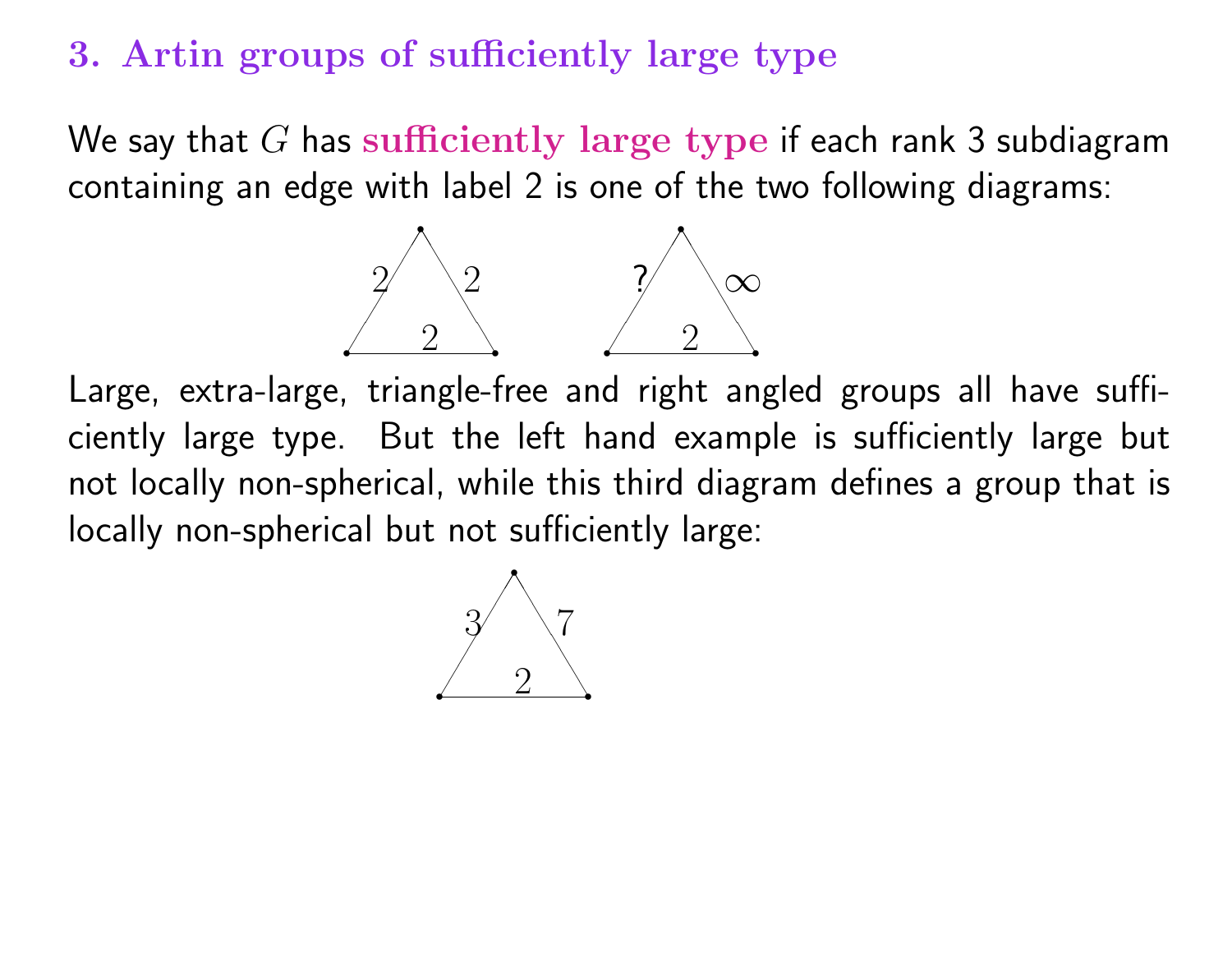## 3. Artin groups of sufficiently large type

We say that $G$ has **sufficiently large type** if each rank 3 subdiagram containing an edge with label 2 is one of the two following diagrams:

Large, extra-large, triangle-free and right angled groups all have sufficiently large type. But the left hand example is sufficiently large but not locally non-spherical, while this third diagram defines a group that is locally non-spherical but not sufficiently large: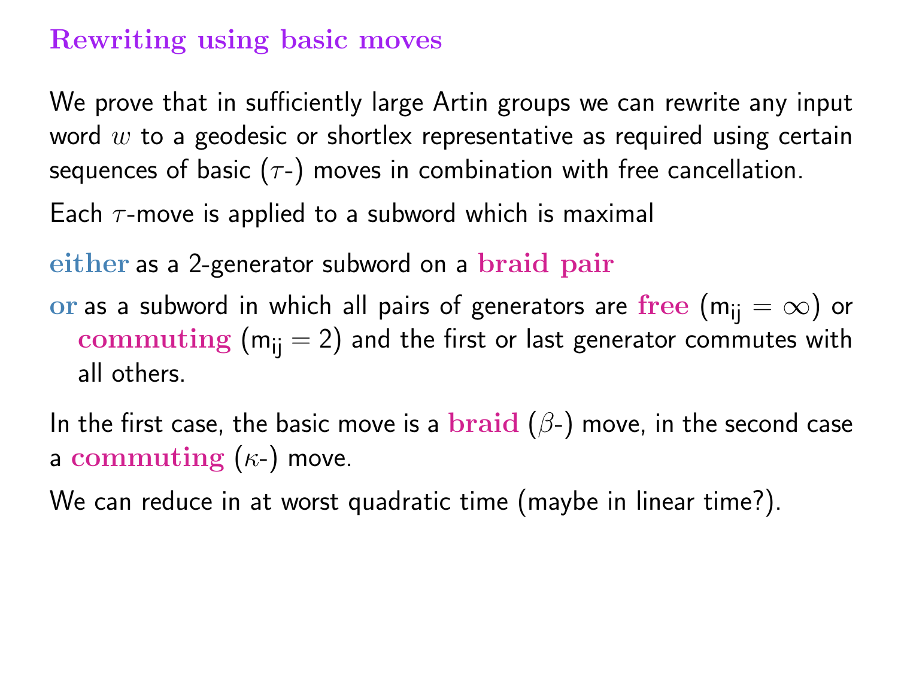## Rewriting using basic moves

We prove that in sufficiently large Artin groups we can rewrite any input word $w$ to a geodesic or shortlex representative as required using certain sequences of basic ($\tau$-) moves in combination with free cancellation.

Each $\tau$-move is applied to a subword which is maximal

**either** as a 2-generator subword on a **braid pair**

**or** as a subword in which all pairs of generators are **free** ($\mathsf{m_{ij}} = \infty$) or **commuting** ($\mathsf{m_{ij}} = 2$) and the first or last generator commutes with all others.

In the first case, the basic move is a **braid** ($\beta$-) move, in the second case a **commuting** ($\kappa$-) move.

We can reduce in at worst quadratic time (maybe in linear time?).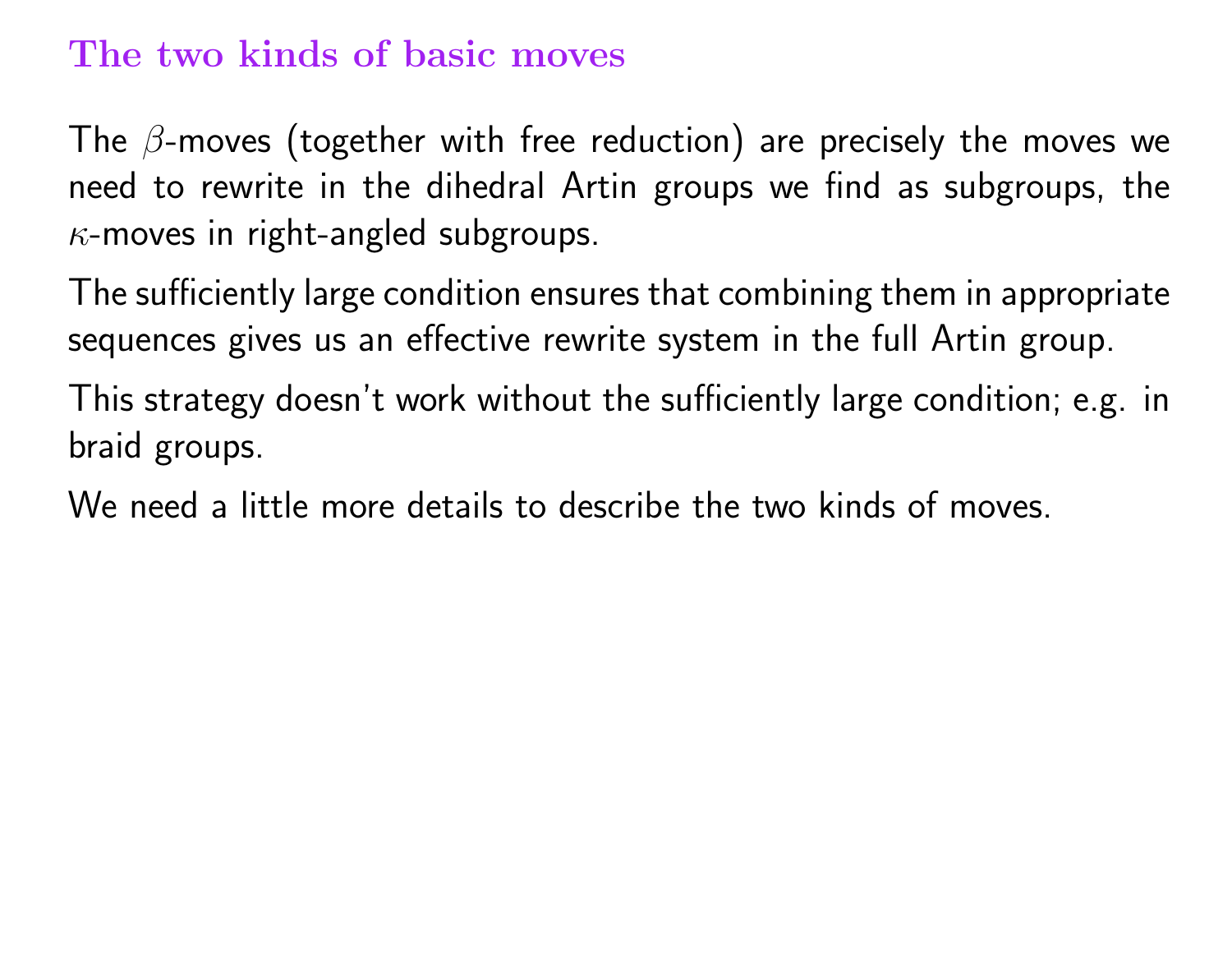## The two kinds of basic moves

The $\beta$-moves (together with free reduction) are precisely the moves we need to rewrite in the dihedral Artin groups we find as subgroups, the $\kappa$-moves in right-angled subgroups.

The sufficiently large condition ensures that combining them in appropriate sequences gives us an effective rewrite system in the full Artin group.

This strategy doesn't work without the sufficiently large condition; e.g. in braid groups.

We need a little more details to describe the two kinds of moves.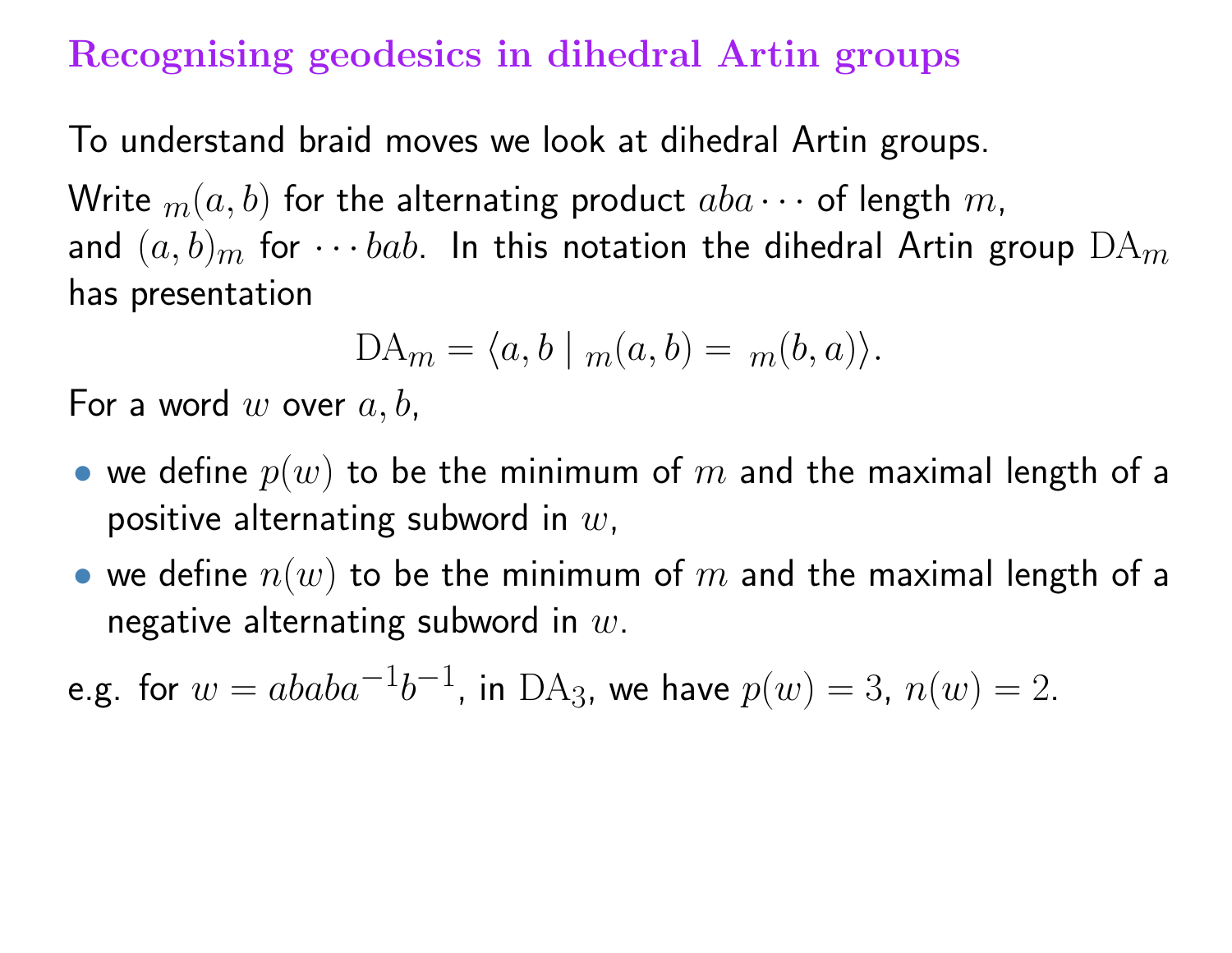## Recognising geodesics in dihedral Artin groups

To understand braid moves we look at dihedral Artin groups.

Write ${}_m(a,b)$ for the alternating product $aba\cdots$ of length $m$, and $(a,b)_m$ for $\cdots bab$. In this notation the dihedral Artin group $\mathrm{DA}_m$ has presentation

$$\mathrm{DA}_m = \langle a, b \mid {}_m(a,b) = {}_m(b,a) \rangle.$$

For a word $w$ over $a, b$,

- we define $p(w)$ to be the minimum of $m$ and the maximal length of a positive alternating subword in $w$,
- we define $n(w)$ to be the minimum of $m$ and the maximal length of a negative alternating subword in $w$.

e.g. for $w = ababa^{-1}b^{-1}$, in $\mathrm{DA}_3$, we have $p(w) = 3$, $n(w) = 2$.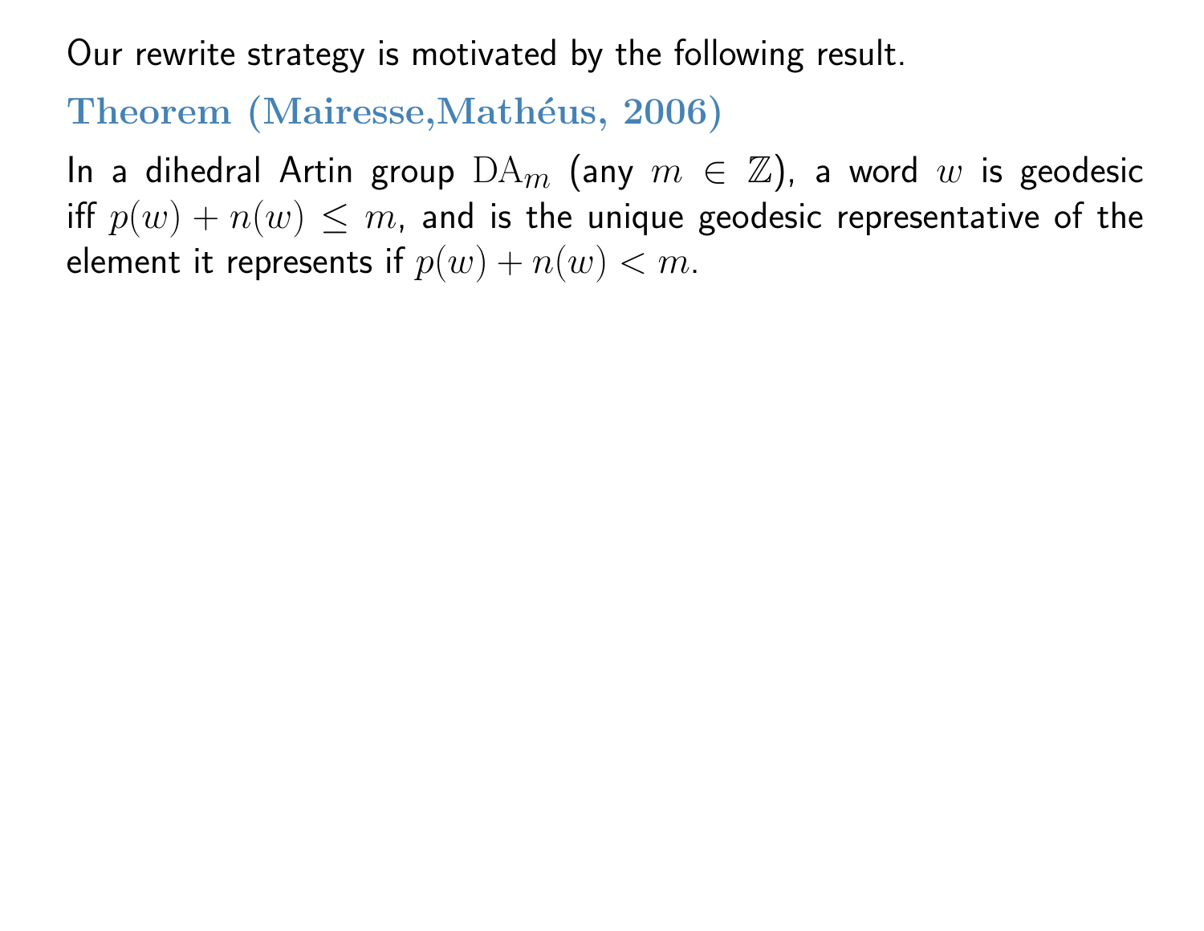Our rewrite strategy is motivated by the following result.

**Theorem (Mairesse,Mathéus, 2006)**

In a dihedral Artin group $\mathrm{DA}_m$ (any $m \in \mathbb{Z}$), a word $w$ is geodesic iff $p(w) + n(w) \leq m$, and is the unique geodesic representative of the element it represents if $p(w) + n(w) < m$.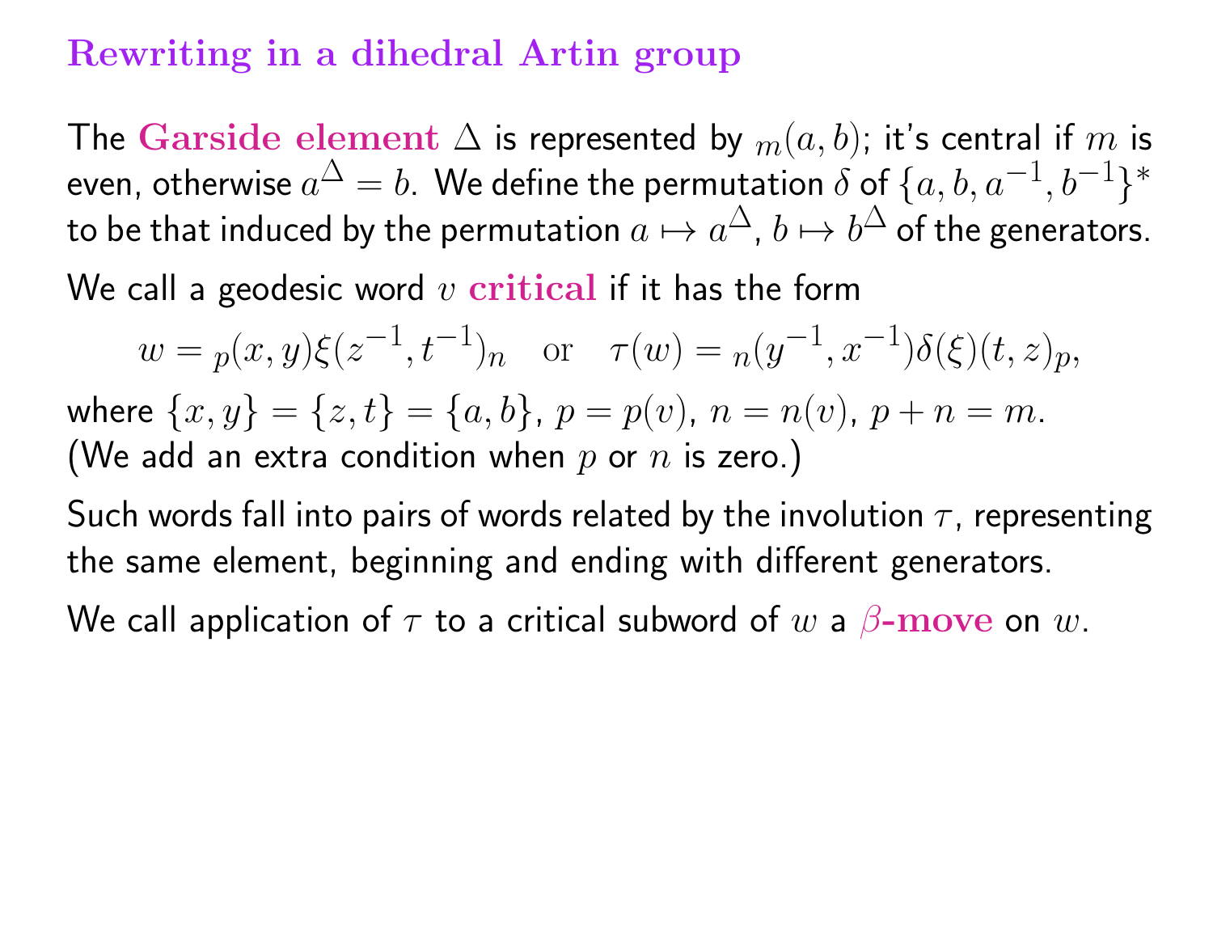## Rewriting in a dihedral Artin group

The **Garside element** $\Delta$ is represented by ${}_m(a,b)$; it's central if $m$ is even, otherwise $a^\Delta = b$. We define the permutation $\delta$ of $\{a,b,a^{-1},b^{-1}\}^*$ to be that induced by the permutation $a \mapsto a^\Delta$, $b \mapsto b^\Delta$ of the generators.

We call a geodesic word $v$ **critical** if it has the form

$$w = {}_p(x,y)\xi(z^{-1},t^{-1})_n \quad \text{or} \quad \tau(w) = {}_n(y^{-1},x^{-1})\delta(\xi)(t,z)_p,$$

where $\{x,y\} = \{z,t\} = \{a,b\}$, $p = p(v)$, $n = n(v)$, $p + n = m$. (We add an extra condition when $p$ or $n$ is zero.)

Such words fall into pairs of words related by the involution $\tau$, representing the same element, beginning and ending with different generators.

We call application of $\tau$ to a critical subword of $w$ a **$\beta$-move** on $w$.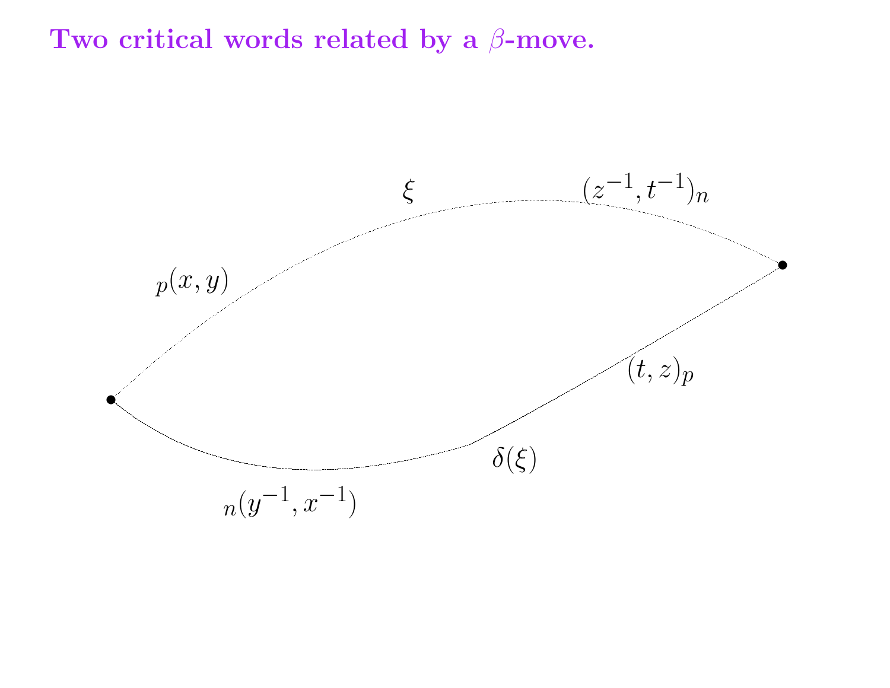# Two critical words related by a $\beta$-move.

$\xi$

$(z^{-1}, t^{-1})_n$

${}_p(x, y)$

$(t, z)_p$

$\delta(\xi)$

${}_n(y^{-1}, x^{-1})$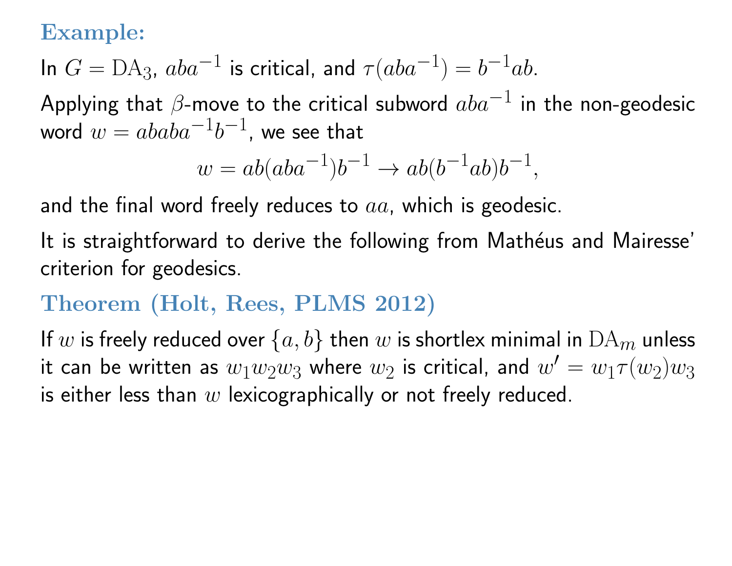**Example:**

In $G = \mathrm{DA}_3$, $aba^{-1}$ is critical, and $\tau(aba^{-1}) = b^{-1}ab$.

Applying that $\beta$-move to the critical subword $aba^{-1}$ in the non-geodesic word $w = ababa^{-1}b^{-1}$, we see that

$$w = ab(aba^{-1})b^{-1} \to ab(b^{-1}ab)b^{-1},$$

and the final word freely reduces to $aa$, which is geodesic.

It is straightforward to derive the following from Mathéus and Mairesse' criterion for geodesics.

**Theorem (Holt, Rees, PLMS 2012)**

If $w$ is freely reduced over $\{a, b\}$ then $w$ is shortlex minimal in $\mathrm{DA}_m$ unless it can be written as $w_1 w_2 w_3$ where $w_2$ is critical, and $w' = w_1 \tau(w_2) w_3$ is either less than $w$ lexicographically or not freely reduced.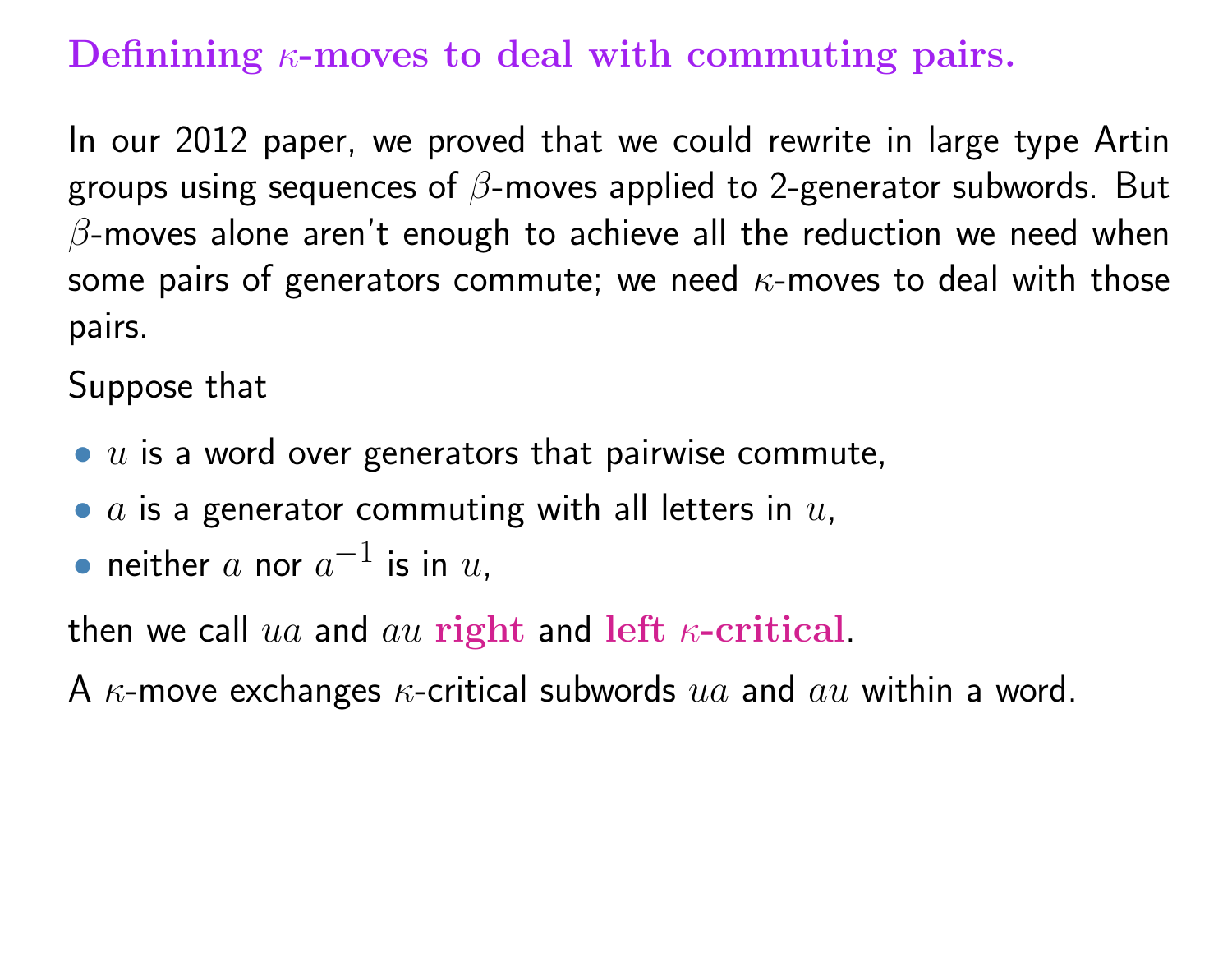## Definining $\kappa$-moves to deal with commuting pairs.

In our 2012 paper, we proved that we could rewrite in large type Artin groups using sequences of $\beta$-moves applied to 2-generator subwords. But $\beta$-moves alone aren't enough to achieve all the reduction we need when some pairs of generators commute; we need $\kappa$-moves to deal with those pairs.

Suppose that

- $u$ is a word over generators that pairwise commute,
- $a$ is a generator commuting with all letters in $u$,
- neither $a$ nor $a^{-1}$ is in $u$,

then we call $ua$ and $au$ **right** and **left $\kappa$-critical**.

A $\kappa$-move exchanges $\kappa$-critical subwords $ua$ and $au$ within a word.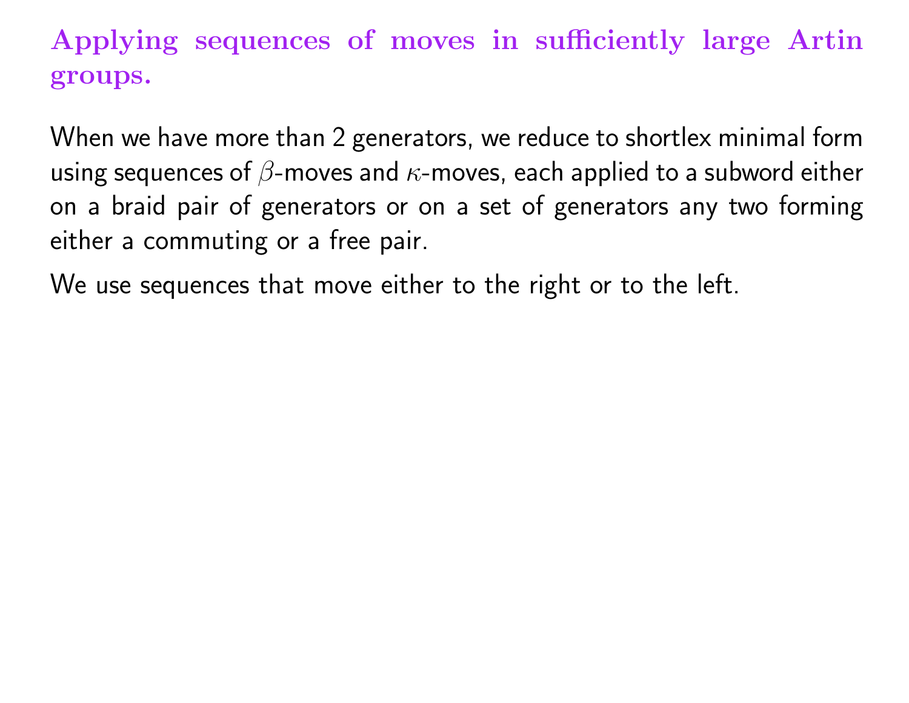## Applying sequences of moves in sufficiently large Artin groups.

When we have more than 2 generators, we reduce to shortlex minimal form using sequences of $\beta$-moves and $\kappa$-moves, each applied to a subword either on a braid pair of generators or on a set of generators any two forming either a commuting or a free pair.

We use sequences that move either to the right or to the left.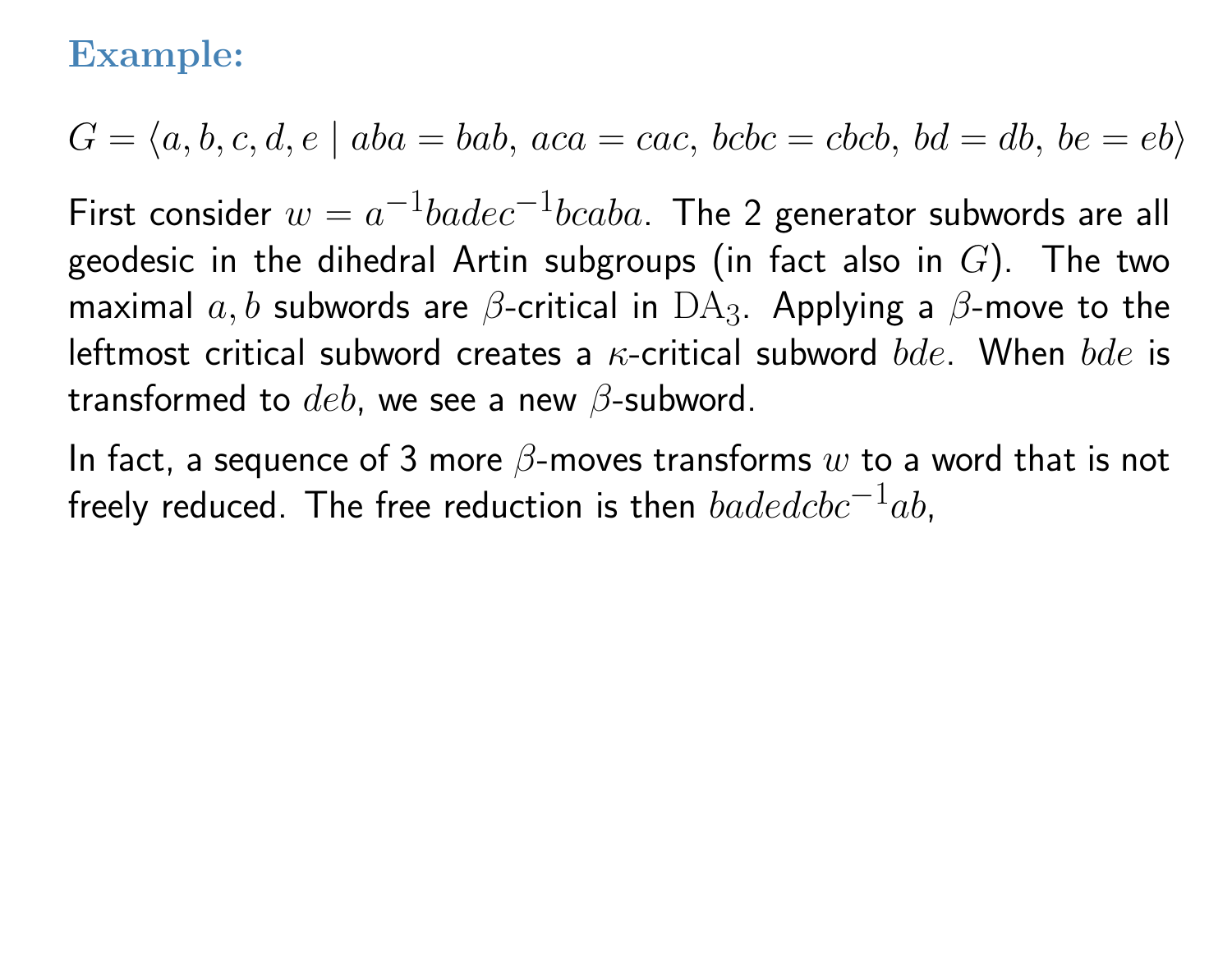## Example:

$$G = \langle a, b, c, d, e \mid aba = bab,\ aca = cac,\ bcbc = cbcb,\ bd = db,\ be = eb \rangle$$

First consider $w = a^{-1}badec^{-1}bcaba$. The 2 generator subwords are all geodesic in the dihedral Artin subgroups (in fact also in $G$). The two maximal $a, b$ subwords are $\beta$-critical in $\mathrm{DA}_3$. Applying a $\beta$-move to the leftmost critical subword creates a $\kappa$-critical subword $bde$. When $bde$ is transformed to $deb$, we see a new $\beta$-subword.

In fact, a sequence of 3 more $\beta$-moves transforms $w$ to a word that is not freely reduced. The free reduction is then $badedcbc^{-1}ab$,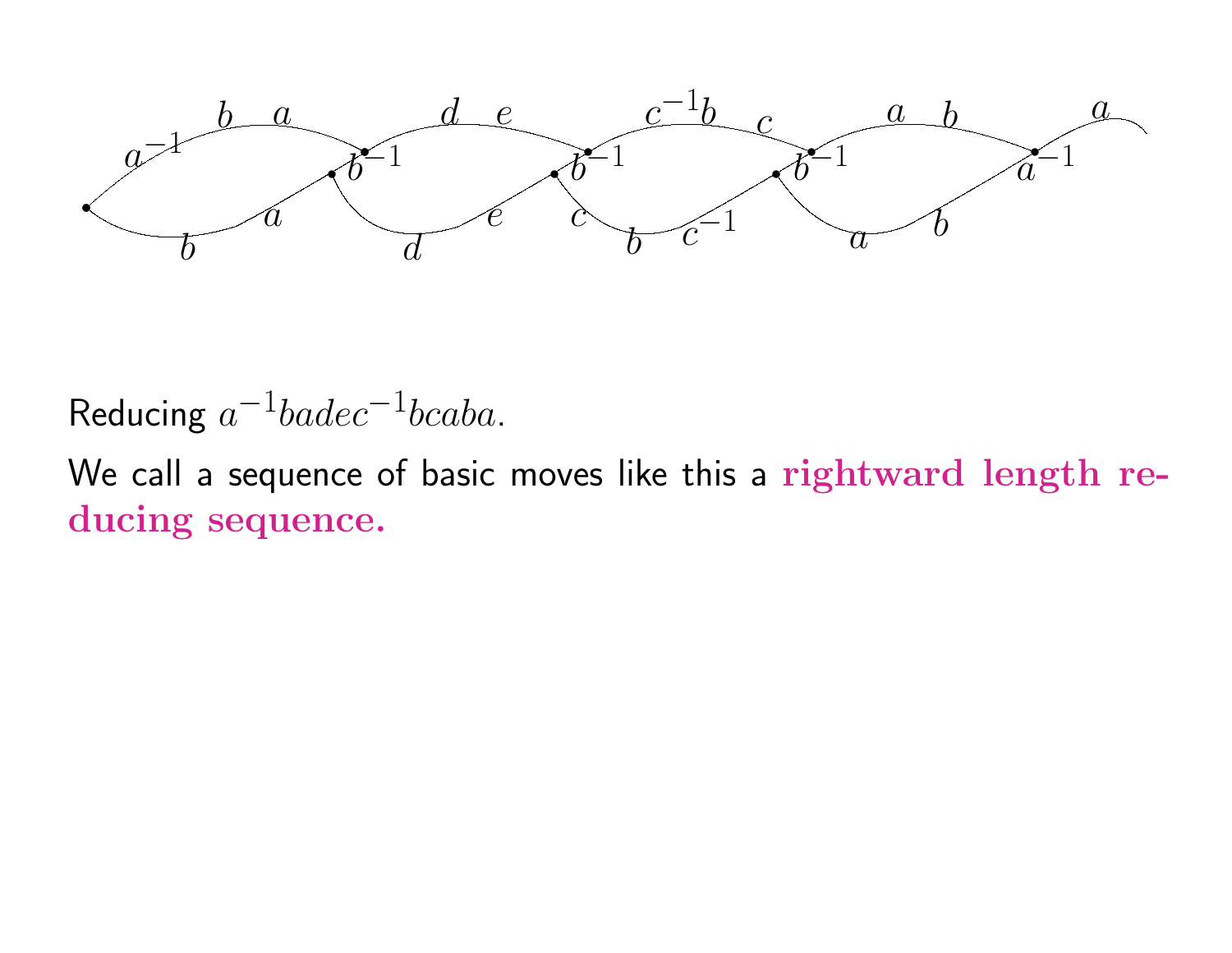Reducing $a^{-1}badec^{-1}bcaba$.

We call a sequence of basic moves like this a **rightward length reducing sequence.**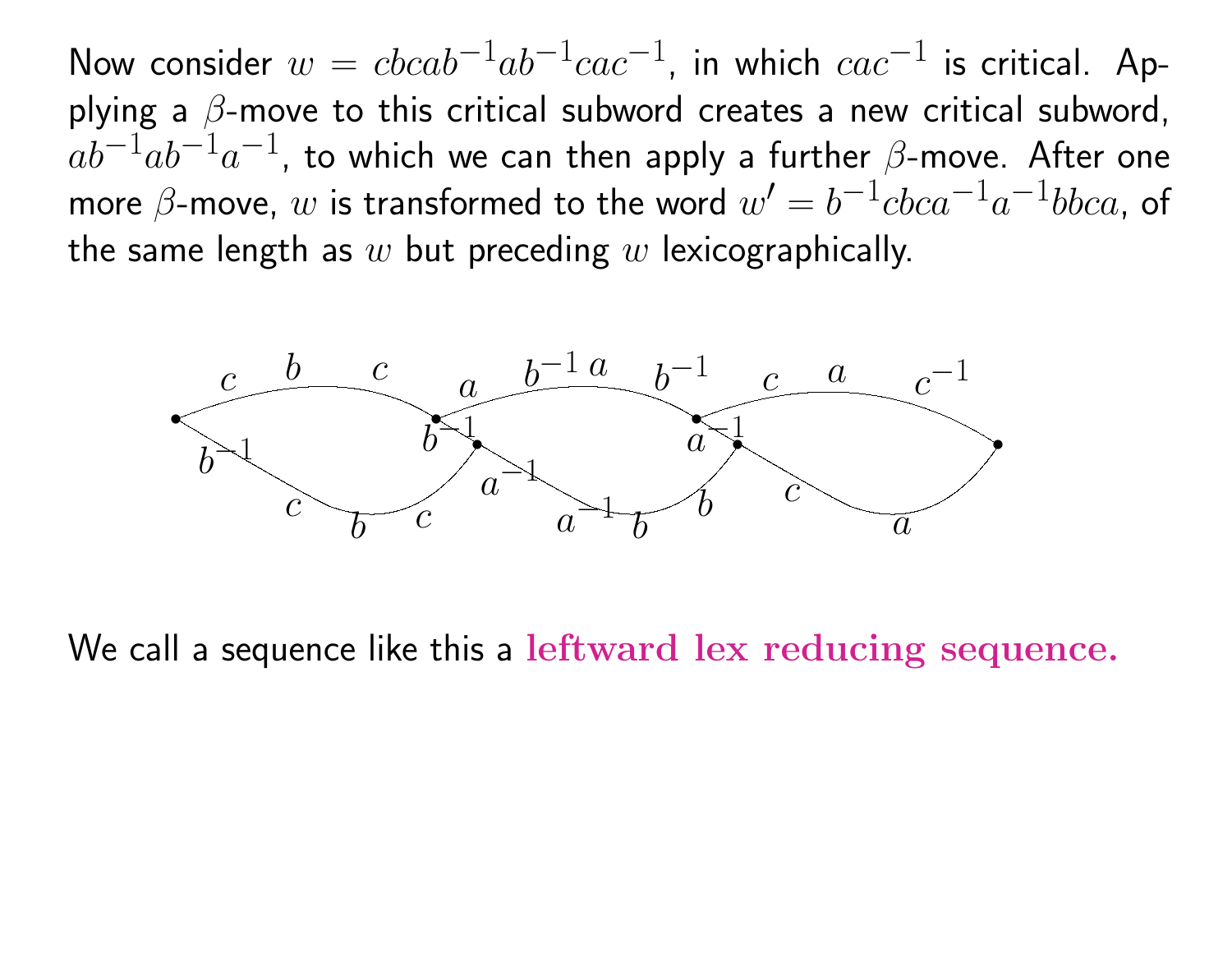Now consider $w = cbcab^{-1}ab^{-1}cac^{-1}$, in which $cac^{-1}$ is critical. Applying a $\beta$-move to this critical subword creates a new critical subword, $ab^{-1}ab^{-1}a^{-1}$, to which we can then apply a further $\beta$-move. After one more $\beta$-move, $w$ is transformed to the word $w' = b^{-1}cbca^{-1}a^{-1}bbca$, of the same length as $w$ but preceding $w$ lexicographically.

We call a sequence like this a **leftward lex reducing sequence.**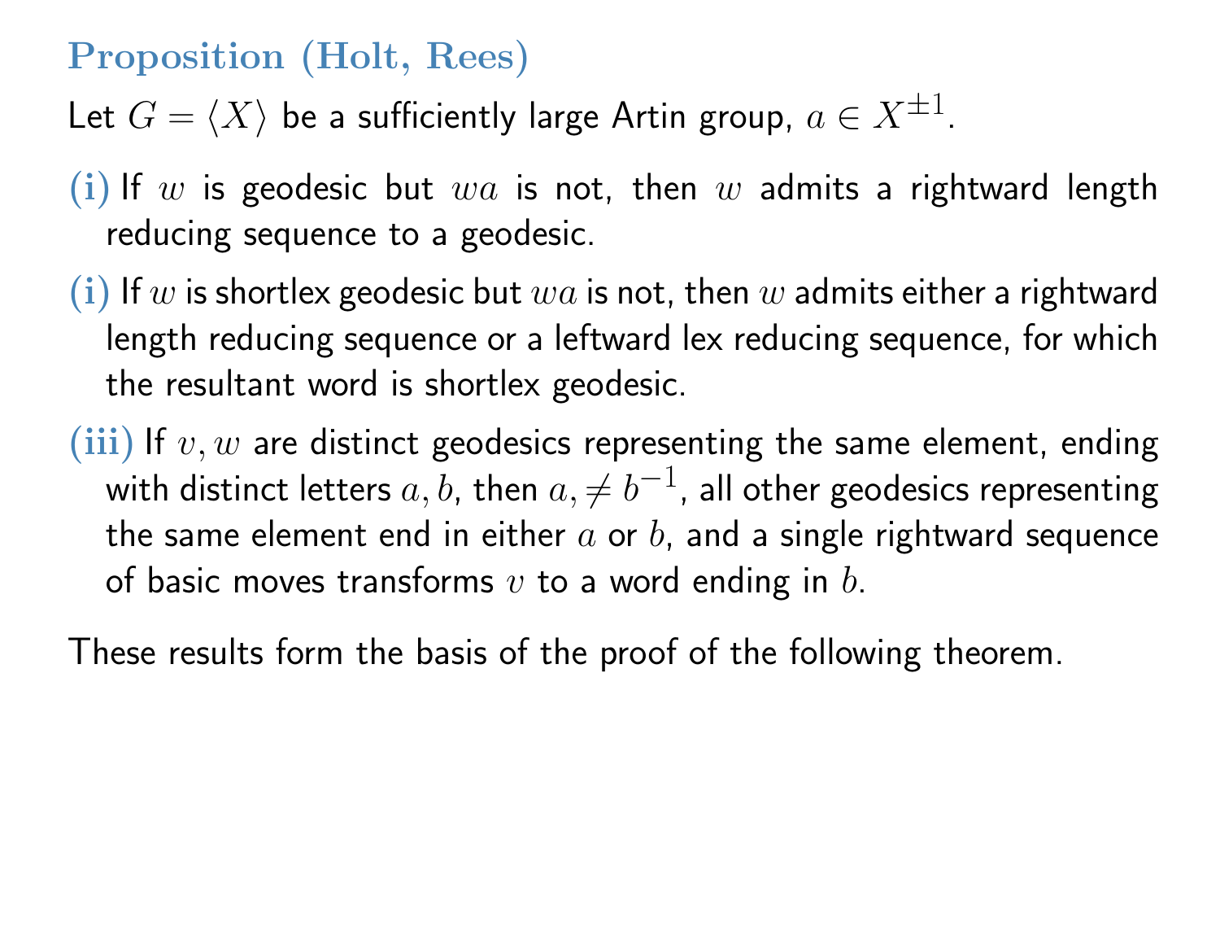**Proposition (Holt, Rees)**

Let $G = \langle X \rangle$ be a sufficiently large Artin group, $a \in X^{\pm 1}$.

**(i)** If $w$ is geodesic but $wa$ is not, then $w$ admits a rightward length reducing sequence to a geodesic.

**(i)** If $w$ is shortlex geodesic but $wa$ is not, then $w$ admits either a rightward length reducing sequence or a leftward lex reducing sequence, for which the resultant word is shortlex geodesic.

**(iii)** If $v, w$ are distinct geodesics representing the same element, ending with distinct letters $a, b$, then $a, \neq b^{-1}$, all other geodesics representing the same element end in either $a$ or $b$, and a single rightward sequence of basic moves transforms $v$ to a word ending in $b$.

These results form the basis of the proof of the following theorem.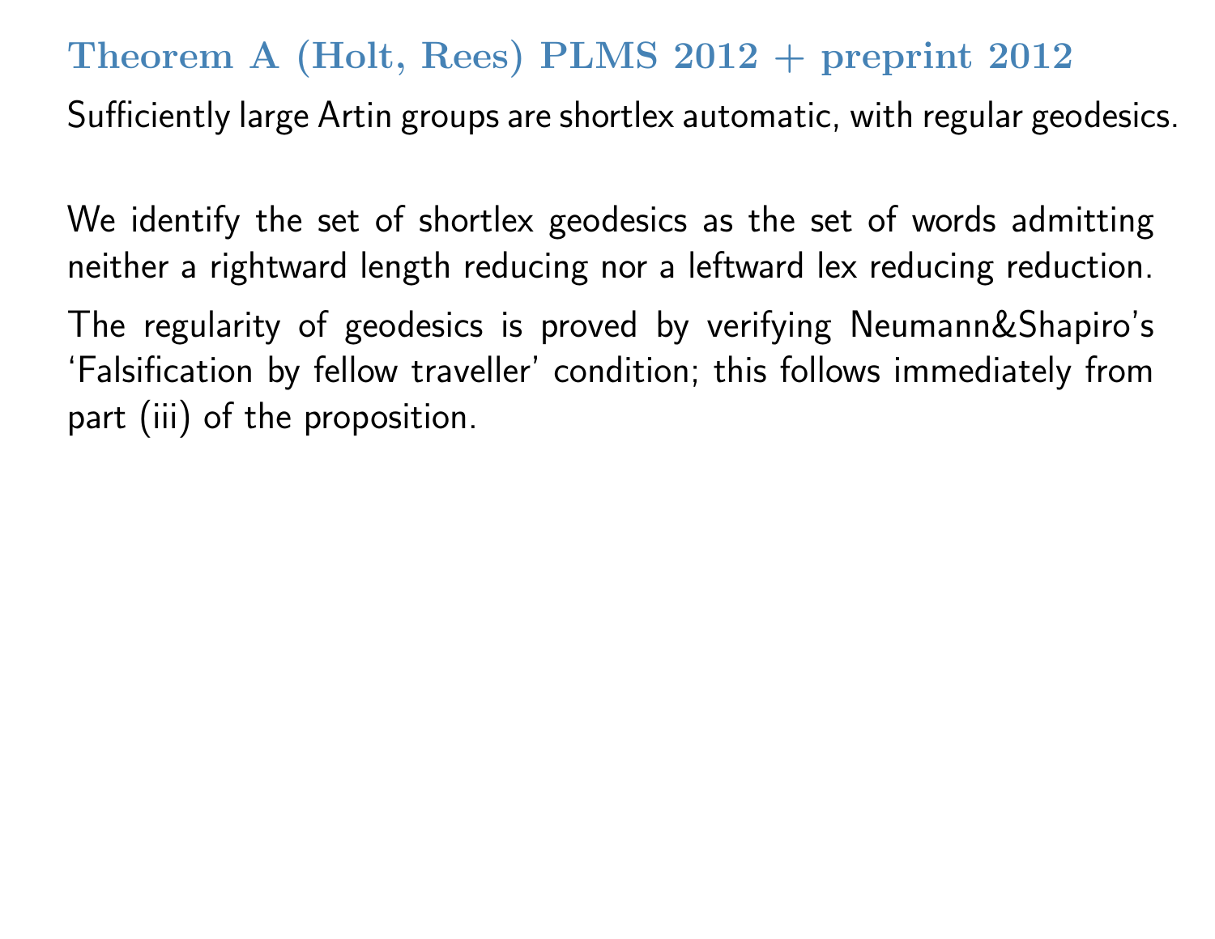## Theorem A (Holt, Rees) PLMS 2012 + preprint 2012

Sufficiently large Artin groups are shortlex automatic, with regular geodesics.

We identify the set of shortlex geodesics as the set of words admitting neither a rightward length reducing nor a leftward lex reducing reduction.

The regularity of geodesics is proved by verifying Neumann&Shapiro's 'Falsification by fellow traveller' condition; this follows immediately from part (iii) of the proposition.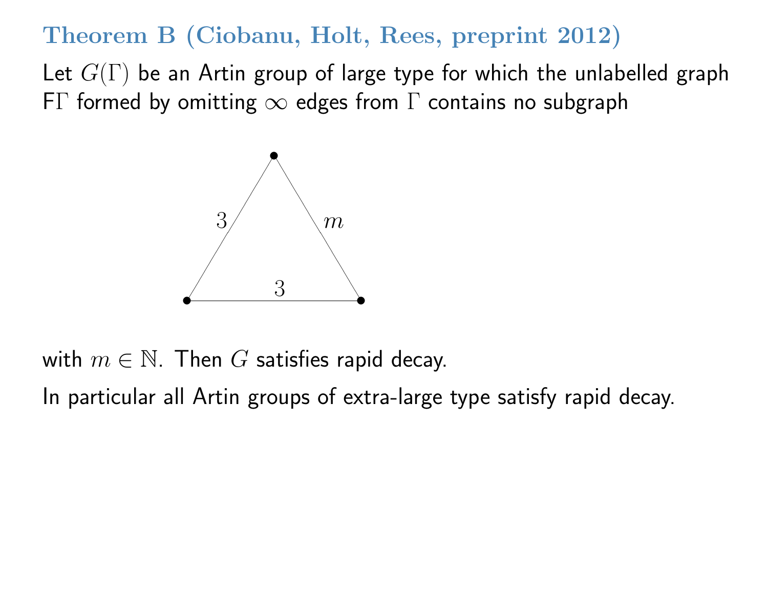## Theorem B (Ciobanu, Holt, Rees, preprint 2012)

Let $G(\Gamma)$ be an Artin group of large type for which the unlabelled graph $\mathsf{F}\Gamma$ formed by omitting $\infty$ edges from $\Gamma$ contains no subgraph

with $m \in \mathbb{N}$. Then $G$ satisfies rapid decay.

In particular all Artin groups of extra-large type satisfy rapid decay.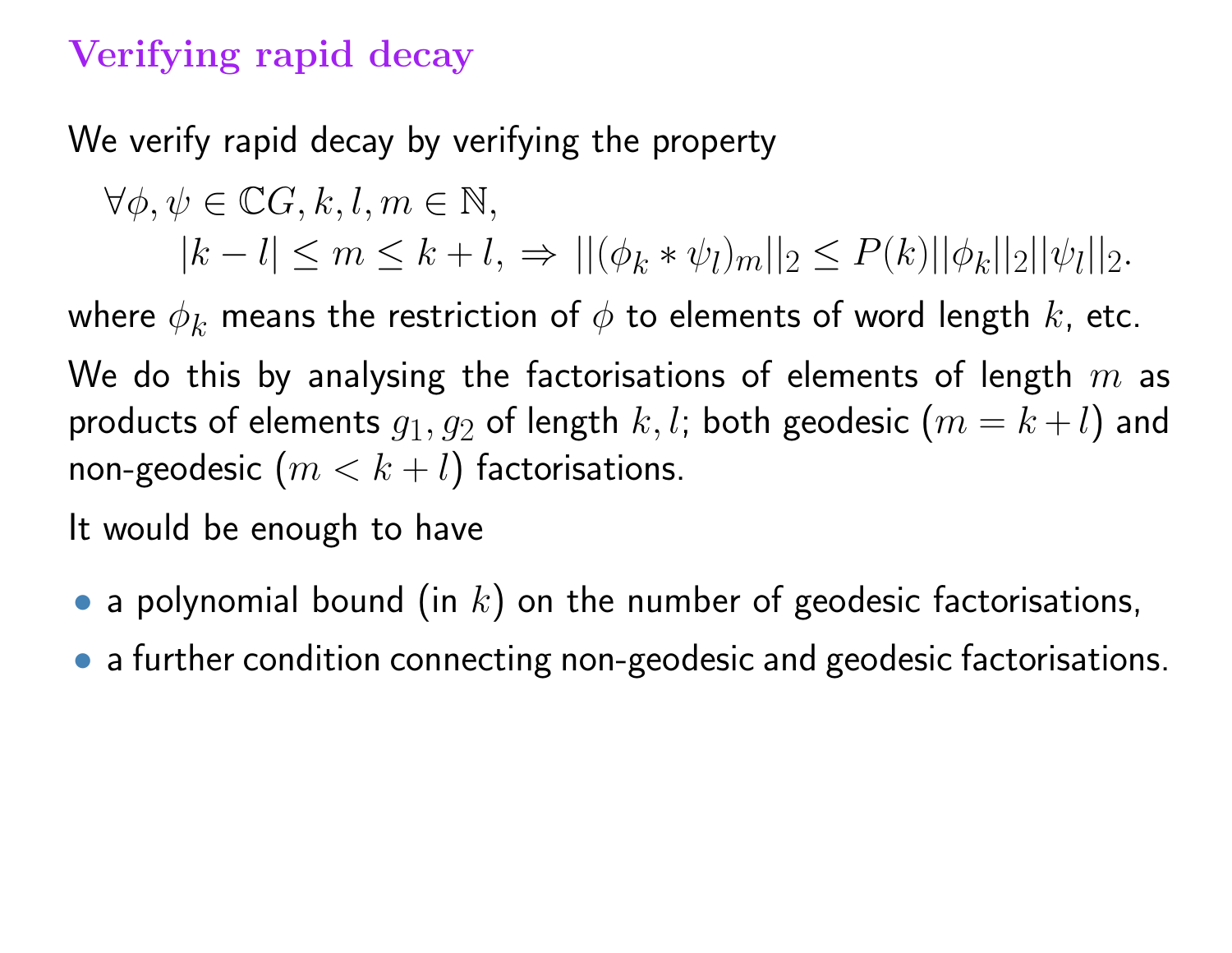# Verifying rapid decay

We verify rapid decay by verifying the property

$$\forall \phi, \psi \in \mathbb{C}G, k, l, m \in \mathbb{N},$$
$$|k-l| \leq m \leq k+l, \Rightarrow ||(\phi_k * \psi_l)_m||_2 \leq P(k)||\phi_k||_2||\psi_l||_2.$$

where $\phi_k$ means the restriction of $\phi$ to elements of word length $k$, etc.

We do this by analysing the factorisations of elements of length $m$ as products of elements $g_1, g_2$ of length $k, l$; both geodesic ($m = k + l$) and non-geodesic ($m < k + l$) factorisations.

It would be enough to have

- a polynomial bound (in $k$) on the number of geodesic factorisations,
- a further condition connecting non-geodesic and geodesic factorisations.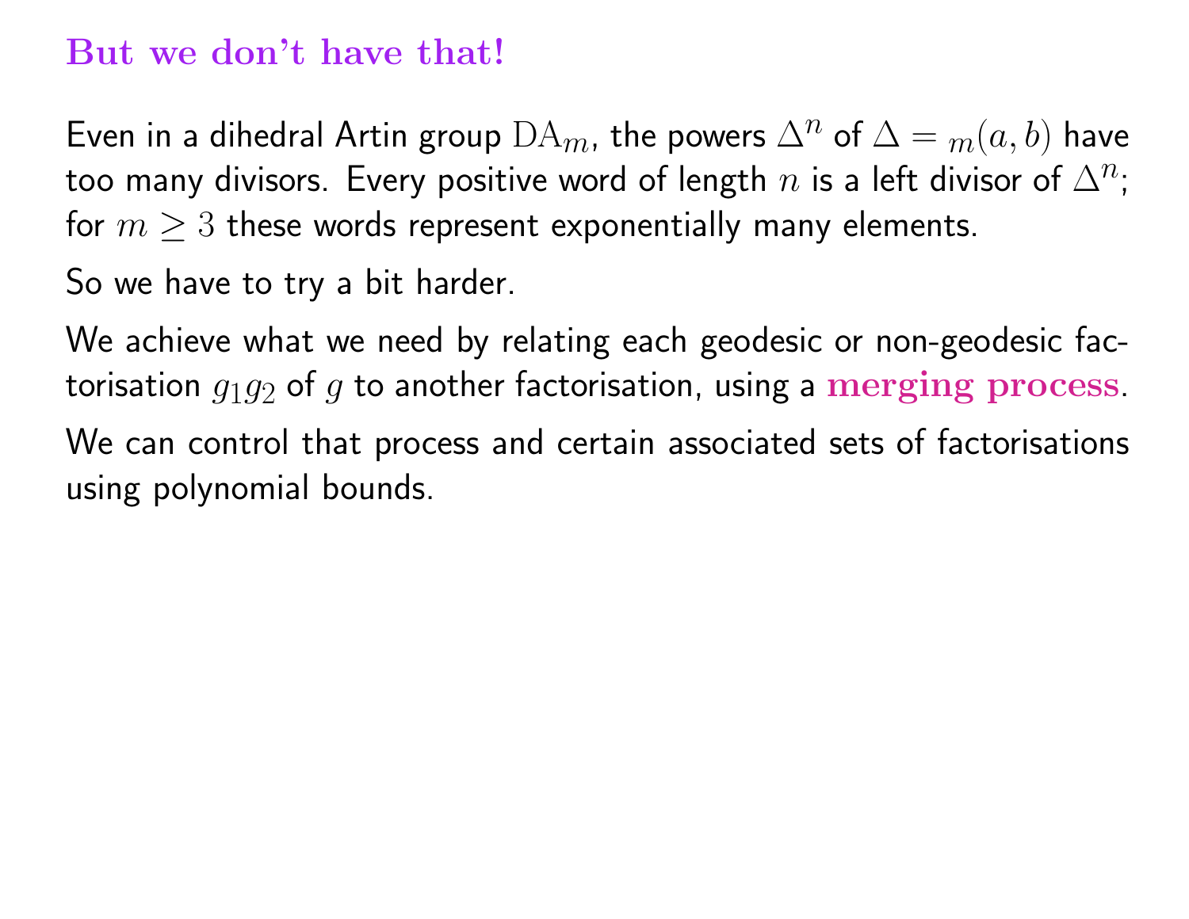## But we don't have that!

Even in a dihedral Artin group $\mathrm{DA}_m$, the powers $\Delta^n$ of $\Delta = {}_m(a,b)$ have too many divisors. Every positive word of length $n$ is a left divisor of $\Delta^n$; for $m \geq 3$ these words represent exponentially many elements.

So we have to try a bit harder.

We achieve what we need by relating each geodesic or non-geodesic factorisation $g_1 g_2$ of $g$ to another factorisation, using a **merging process**.

We can control that process and certain associated sets of factorisations using polynomial bounds.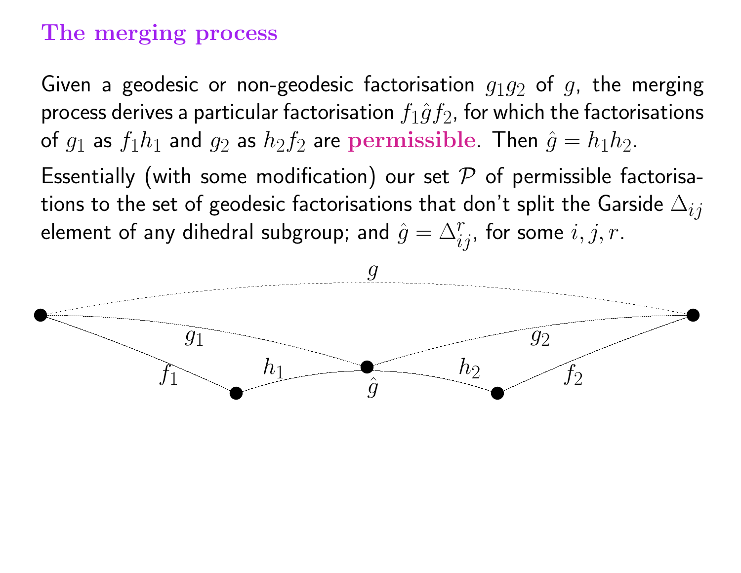# The merging process

Given a geodesic or non-geodesic factorisation $g_1 g_2$ of $g$, the merging process derives a particular factorisation $f_1 \hat{g} f_2$, for which the factorisations of $g_1$ as $f_1 h_1$ and $g_2$ as $h_2 f_2$ are **permissible**. Then $\hat{g} = h_1 h_2$.

Essentially (with some modification) our set $\mathcal{P}$ of permissible factorisations to the set of geodesic factorisations that don't split the Garside $\Delta_{ij}$ element of any dihedral subgroup; and $\hat{g} = \Delta_{ij}^r$, for some $i, j, r$.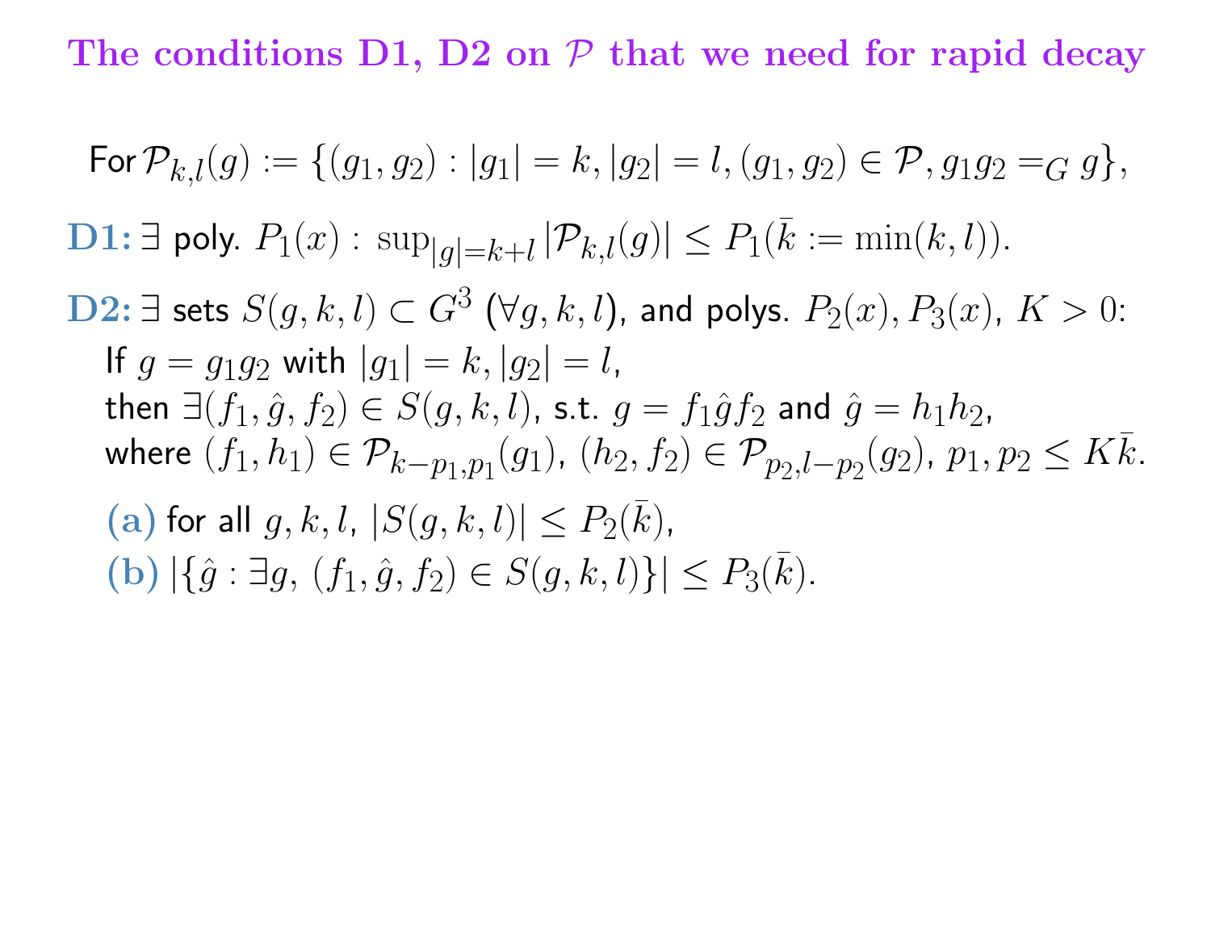## The conditions D1, D2 on $\mathcal{P}$ that we need for rapid decay

For $\mathcal{P}_{k,l}(g) := \{(g_1, g_2) : |g_1| = k, |g_2| = l, (g_1, g_2) \in \mathcal{P}, g_1 g_2 =_G g\}$,

**D1:** $\exists$ poly. $P_1(x) : \sup_{|g|=k+l} |\mathcal{P}_{k,l}(g)| \leq P_1(\bar{k} := \min(k, l))$.

**D2:** $\exists$ sets $S(g, k, l) \subset G^3$ ($\forall g, k, l$), and polys. $P_2(x), P_3(x)$, $K > 0$:

If $g = g_1 g_2$ with $|g_1| = k, |g_2| = l$,
then $\exists (f_1, \hat{g}, f_2) \in S(g, k, l)$, s.t. $g = f_1 \hat{g} f_2$ and $\hat{g} = h_1 h_2$,
where $(f_1, h_1) \in \mathcal{P}_{k-p_1, p_1}(g_1)$, $(h_2, f_2) \in \mathcal{P}_{p_2, l-p_2}(g_2)$, $p_1, p_2 \leq K\bar{k}$.

**(a)** for all $g, k, l$, $|S(g, k, l)| \leq P_2(\bar{k})$,

**(b)** $|\{\hat{g} : \exists g, (f_1, \hat{g}, f_2) \in S(g, k, l)\}| \leq P_3(\bar{k})$.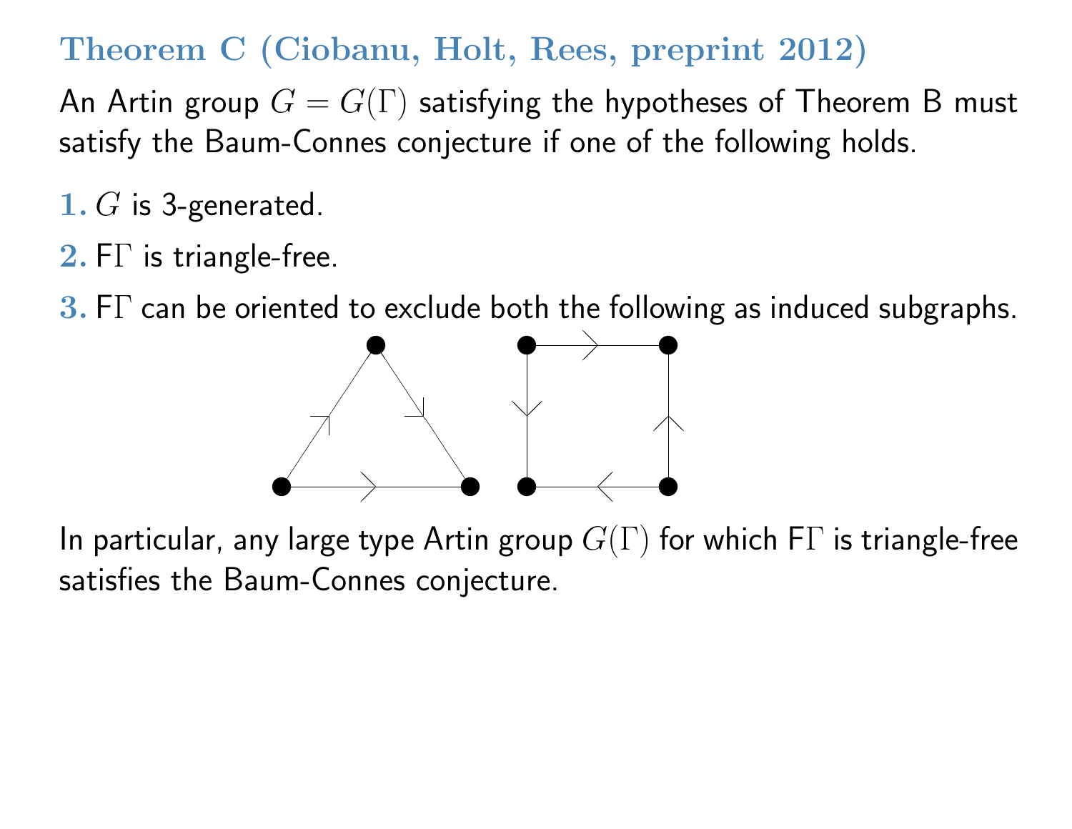### Theorem C (Ciobanu, Holt, Rees, preprint 2012)

An Artin group $G = G(\Gamma)$ satisfying the hypotheses of Theorem B must satisfy the Baum-Connes conjecture if one of the following holds.

1. $G$ is 3-generated.
2. $\mathsf{F}\Gamma$ is triangle-free.
3. $\mathsf{F}\Gamma$ can be oriented to exclude both the following as induced subgraphs.

In particular, any large type Artin group $G(\Gamma)$ for which $\mathsf{F}\Gamma$ is triangle-free satisfies the Baum-Connes conjecture.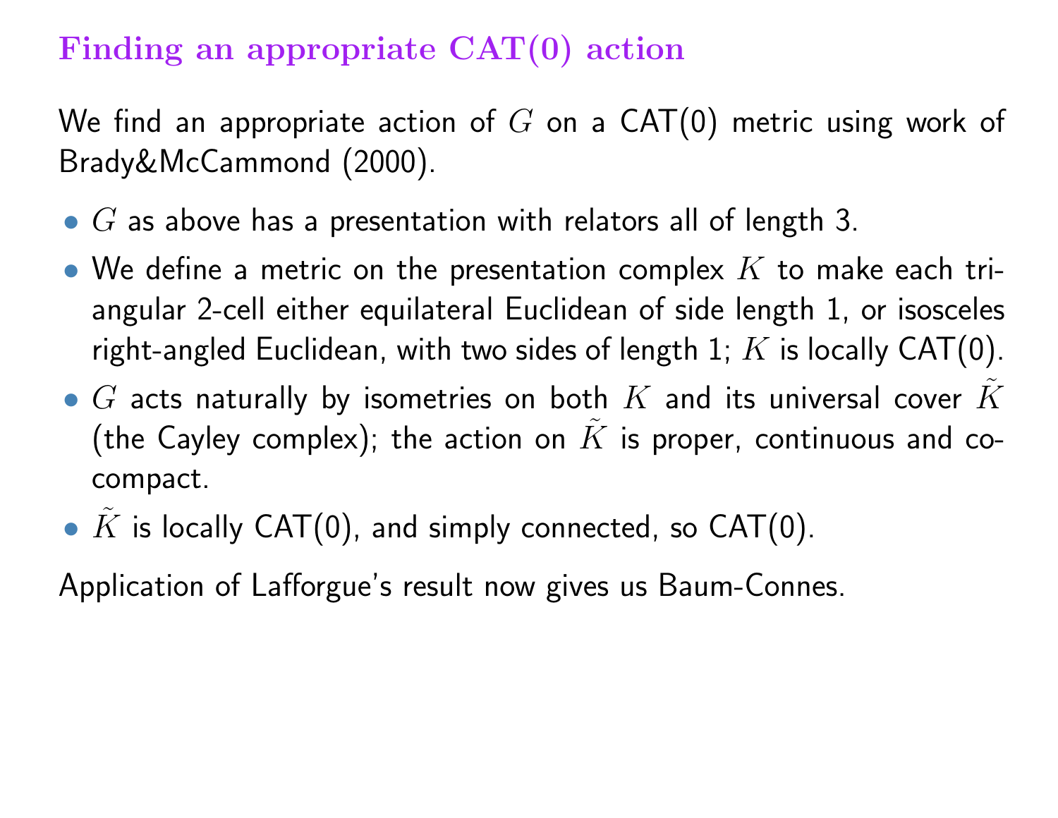## Finding an appropriate CAT(0) action

We find an appropriate action of $G$ on a CAT(0) metric using work of Brady&McCammond (2000).

- $G$ as above has a presentation with relators all of length 3.
- We define a metric on the presentation complex $K$ to make each triangular 2-cell either equilateral Euclidean of side length 1, or isosceles right-angled Euclidean, with two sides of length 1; $K$ is locally CAT(0).
- $G$ acts naturally by isometries on both $K$ and its universal cover $\tilde{K}$ (the Cayley complex); the action on $\tilde{K}$ is proper, continuous and cocompact.
- $\tilde{K}$ is locally CAT(0), and simply connected, so CAT(0).

Application of Lafforgue's result now gives us Baum-Connes.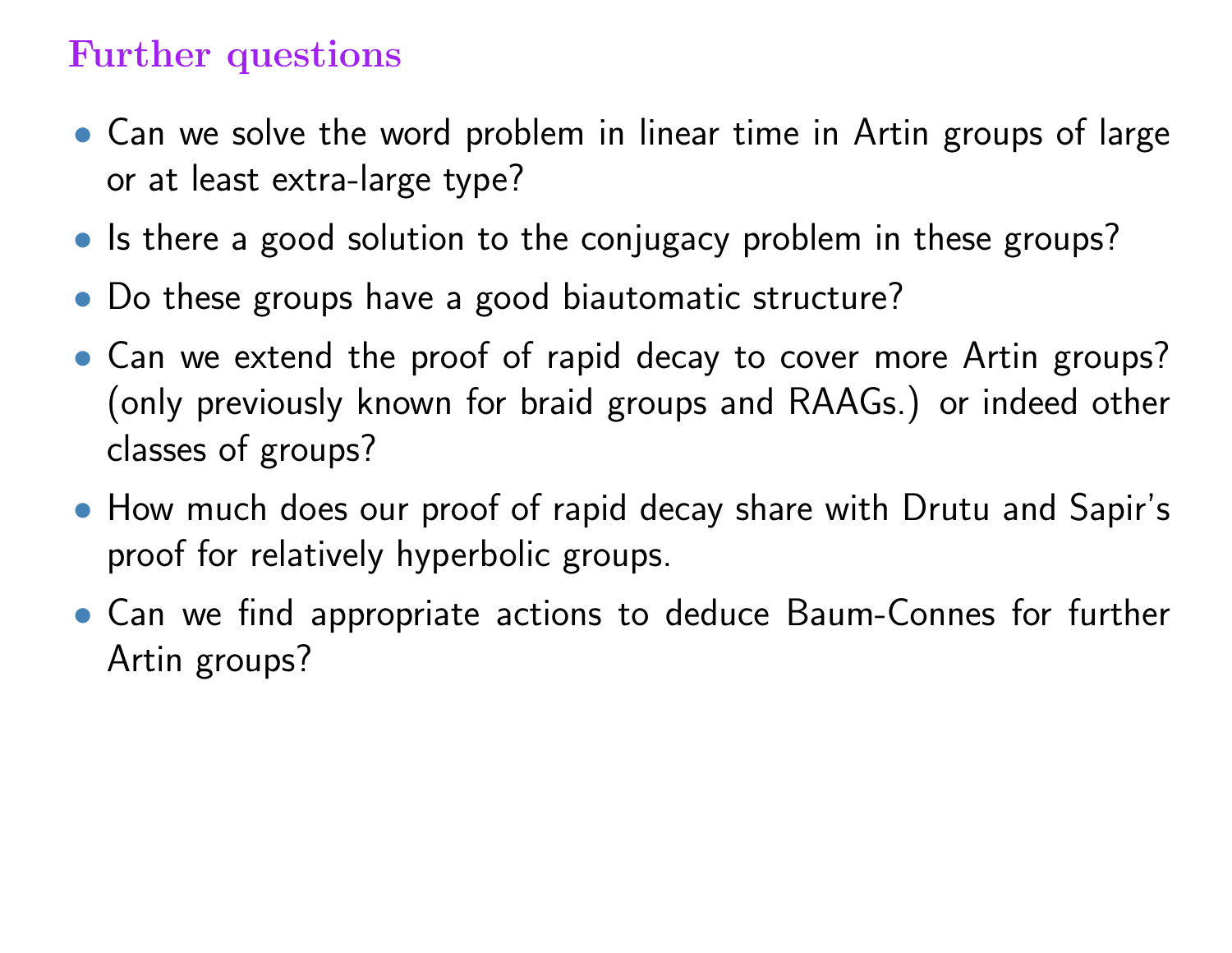## Further questions

- Can we solve the word problem in linear time in Artin groups of large or at least extra-large type?
- Is there a good solution to the conjugacy problem in these groups?
- Do these groups have a good biautomatic structure?
- Can we extend the proof of rapid decay to cover more Artin groups? (only previously known for braid groups and RAAGs.) or indeed other classes of groups?
- How much does our proof of rapid decay share with Drutu and Sapir's proof for relatively hyperbolic groups.
- Can we find appropriate actions to deduce Baum-Connes for further Artin groups?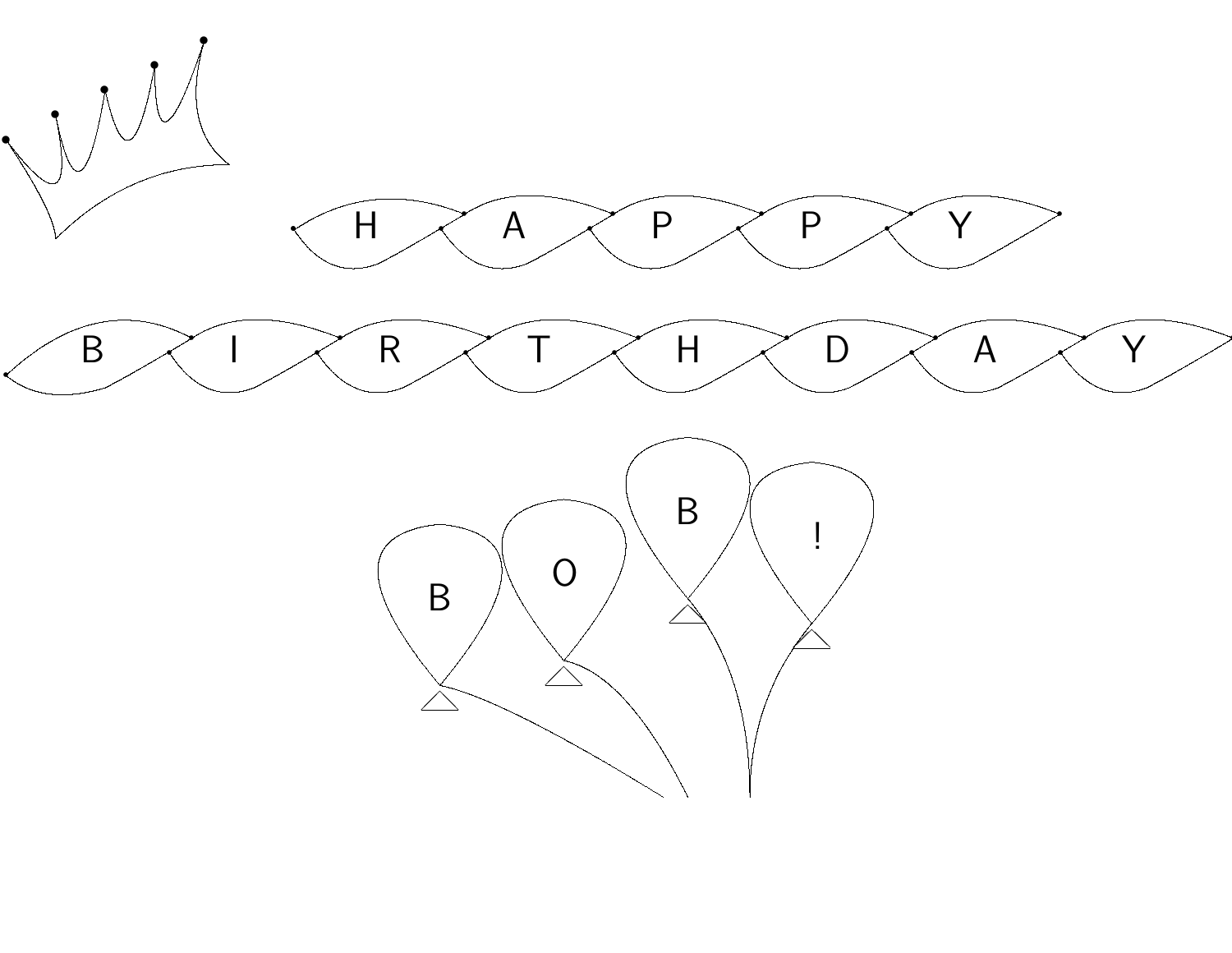H A P P Y

B I R T H D A Y

B O B !